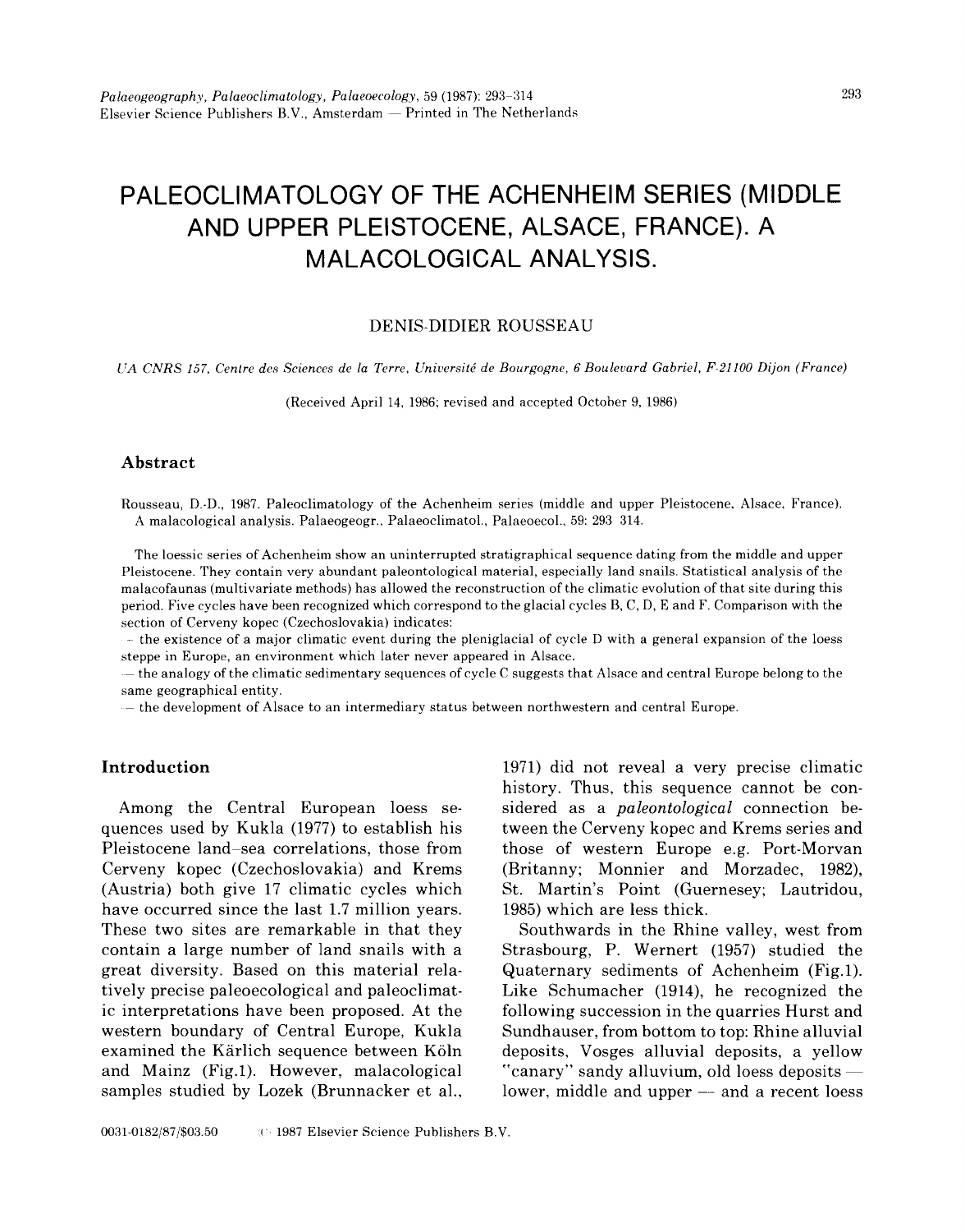# PALEOCLIMATOLOGY OF THE ACHENHEIM SERIES (MIDDLE AND UPPER PLEISTOCENE, ALSACE, FRANCE). A MALACOLOGICAL ANALYSIS.

DENIS-DIDIER ROUSSEAU

*UA CNRS 157, Centre des Sciences de la Terre, Université de Bourgogne, 6 Boulevard Gabriel, F-21100 Dijon (France)*

(Received April 14, 1986; revised and accepted October 9, 1986)

## Abstract

Rousseau, D.-D., 1987. Paleoclimatology of the Achenheim series (middle and upper Pleistocene, Alsace, France). A malacological analysis. Palaeogeogr., Palaeoclimatol., Palaeoecol., 59: 293–314.

The loessic series of Achenheim show an uninterrupted stratigraphical sequence dating from the middle and upper Pleistocene. They contain very abundant paleontological material, especially land snails. Statistical analysis of the malacofaunas (multivariate methods) has allowed the reconstruction of the climatic evolution of that site during this period. Five cycles have been recognized which correspond to the glacial cycles B, C, D, E and F. Comparison with the section of Cerveny kopec (Czechoslovakia) indicates:

- the existence of a major climatic event during the pleniglacial of cycle D with a general expansion of the loess steppe in Europe, an environment which later never appeared in Alsace.
- the analogy of the climatic sedimentary sequences of cycle C suggests that Alsace and central Europe belong to the same geographical entity.
- the development of Alsace to an intermediary status between northwestern and central Europe.

## Introduction

Among the Central European loess sequences used by Kukla (1977) to establish his Pleistocene land–sea correlations, those from Cerveny kopec (Czechoslovakia) and Krems (Austria) both give 17 climatic cycles which have occurred since the last 1.7 million years. These two sites are remarkable in that they contain a large number of land snails with a great diversity. Based on this material relatively precise paleoecological and paleoclimatic interpretations have been proposed. At the western boundary of Central Europe, Kukla examined the Kärlich sequence between Köln and Mainz (Fig.1). However, malacological samples studied by Lozek (Brunnacker et al., 1971) did not reveal a very precise climatic history. Thus, this sequence cannot be considered as a *paleontological* connection between the Cerveny kopec and Krems series and those of western Europe e.g. Port-Morvan (Britanny; Monnier and Morzadec, 1982), St. Martin's Point (Guernesey; Lautridou, 1985) which are less thick.

Southwards in the Rhine valley, west from Strasbourg, P. Wernert (1957) studied the Quaternary sediments of Achenheim (Fig.1). Like Schumacher (1914), he recognized the following succession in the quarries Hurst and Sundhauser, from bottom to top: Rhine alluvial deposits, Vosges alluvial deposits, a yellow "canary" sandy alluvium, old loess deposits — lower, middle and upper — and a recent loess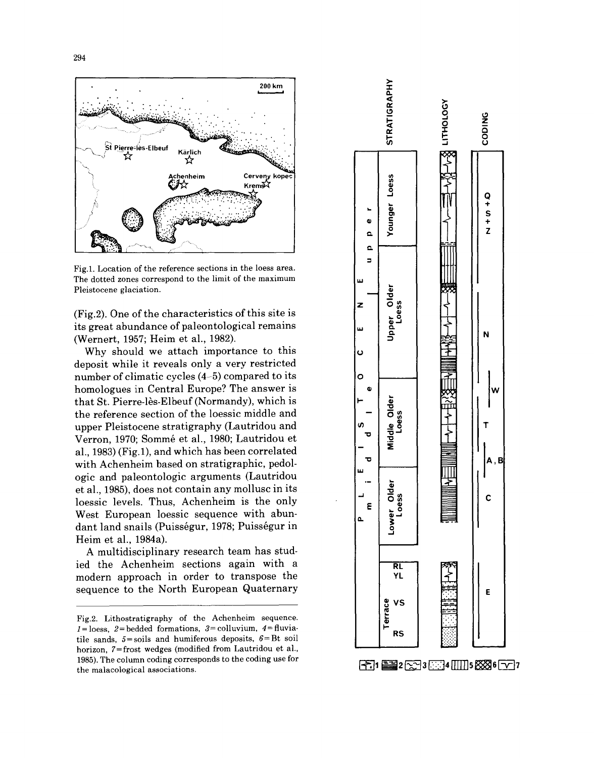Fig.1. Location of the reference sections in the loess area. The dotted zones correspond to the limit of the maximum Pleistocene glaciation.

(Fig.2). One of the characteristics of this site is its great abundance of paleontological remains (Wernert, 1957; Heim et al., 1982).

Why should we attach importance to this deposit while it reveals only a very restricted number of climatic cycles (4–5) compared to its homologues in Central Europe? The answer is that St. Pierre-lès-Elbeuf (Normandy), which is the reference section of the loessic middle and upper Pleistocene stratigraphy (Lautridou and Verron, 1970; Sommé et al., 1980; Lautridou et al., 1983) (Fig.1), and which has been correlated with Achenheim based on stratigraphic, pedologic and paleontologic arguments (Lautridou et al., 1985), does not contain any mollusc in its loessic levels. Thus, Achenheim is the only West European loessic sequence with abundant land snails (Puisségur, 1978; Puisségur in Heim et al., 1984a).

A multidisciplinary research team has studied the Achenheim sections again with a modern approach in order to transpose the sequence to the North European Quaternary

Fig.2. Lithostratigraphy of the Achenheim sequence. 1 = loess, 2 = bedded formations, 3 = colluvium, 4 = fluviatile sands, 5 = soils and humiferous deposits, 6 = Bt soil horizon, 7 = frost wedges (modified from Lautridou et al., 1985). The column coding corresponds to the coding use for the malacological associations.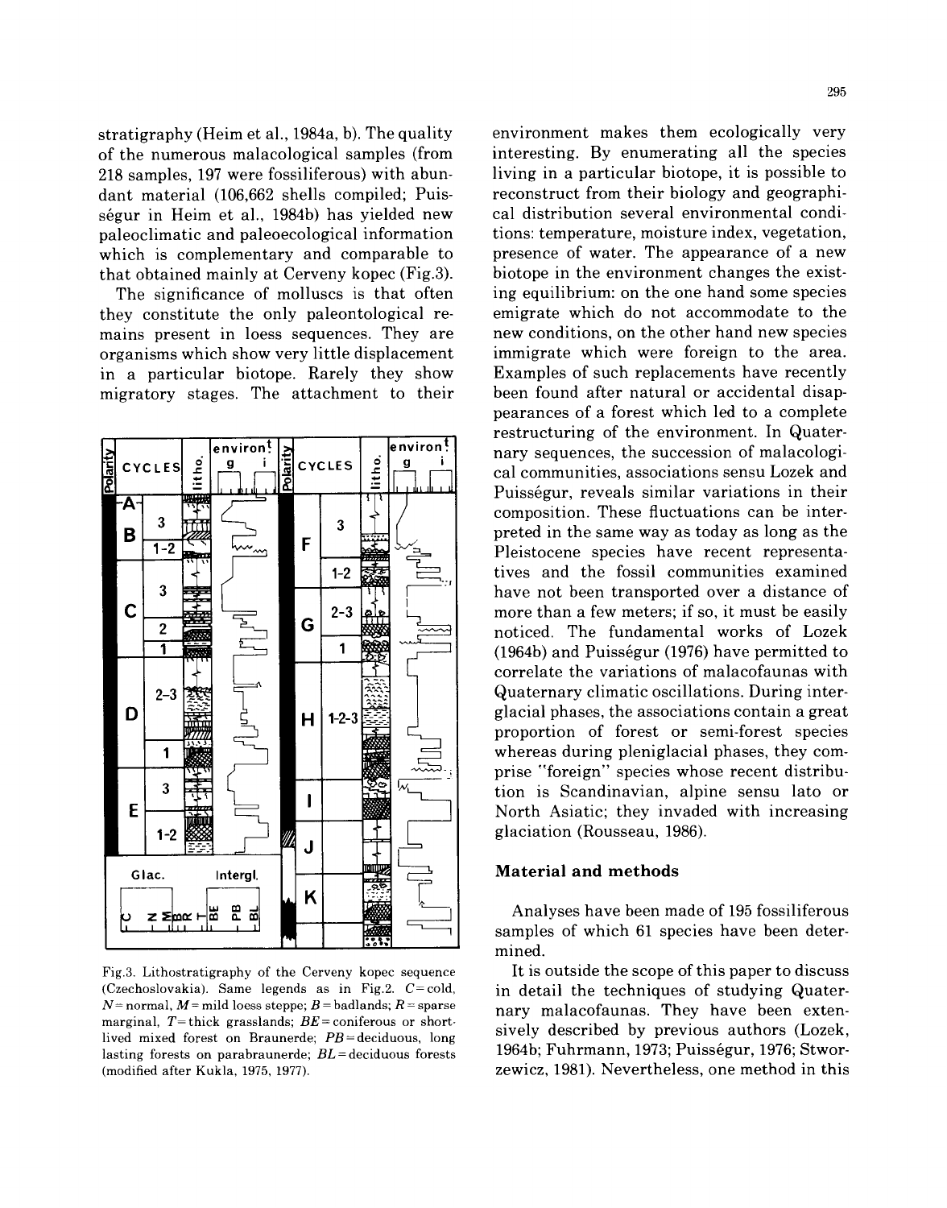stratigraphy (Heim et al., 1984a, b). The quality of the numerous malacological samples (from 218 samples, 197 were fossiliferous) with abundant material (106,662 shells compiled; Puisségur in Heim et al., 1984b) has yielded new paleoclimatic and paleoecological information which is complementary and comparable to that obtained mainly at Cerveny kopec (Fig.3).

The significance of molluscs is that often they constitute the only paleontological remains present in loess sequences. They are organisms which show very little displacement in a particular biotope. Rarely they show migratory stages. The attachment to their environment makes them ecologically very interesting. By enumerating all the species living in a particular biotope, it is possible to reconstruct from their biology and geographical distribution several environmental conditions: temperature, moisture index, vegetation, presence of water. The appearance of a new biotope in the environment changes the existing equilibrium: on the one hand some species emigrate which do not accommodate to the new conditions, on the other hand new species immigrate which were foreign to the area. Examples of such replacements have recently been found after natural or accidental disappearances of a forest which led to a complete restructuring of the environment. In Quaternary sequences, the succession of malacological communities, associations sensu Lozek and Puisségur, reveals similar variations in their composition. These fluctuations can be interpreted in the same way as today as long as the Pleistocene species have recent representatives and the fossil communities examined have not been transported over a distance of more than a few meters; if so, it must be easily noticed. The fundamental works of Lozek (1964b) and Puisségur (1976) have permitted to correlate the variations of malacofaunas with Quaternary climatic oscillations. During interglacial phases, the associations contain a great proportion of forest or semi-forest species whereas during pleniglacial phases, they comprise "foreign" species whose recent distribution is Scandinavian, alpine sensu lato or North Asiatic; they invaded with increasing glaciation (Rousseau, 1986).

Polarity CYCLES litho. environ^t g i

A B 3 1-2 C 3 2 1 D 2-3 1 E 3 1-2

F 3 1-2 G 2-3 1 H 1-2-3 I J K

Glac. Intergl.

C N M B R T BE PB BL

Fig.3. Lithostratigraphy of the Cerveny kopec sequence (Czechoslovakia). Same legends as in Fig.2. $C$ = cold, $N$ = normal, $M$ = mild loess steppe; $B$ = badlands; $R$ = sparse marginal, $T$ = thick grasslands; $BE$ = coniferous or short-lived mixed forest on Braunerde; $PB$ = deciduous, long lasting forests on parabraunerde; $BL$ = deciduous forests (modified after Kukla, 1975, 1977).

## Material and methods

Analyses have been made of 195 fossiliferous samples of which 61 species have been determined.

It is outside the scope of this paper to discuss in detail the techniques of studying Quaternary malacofaunas. They have been extensively described by previous authors (Lozek, 1964b; Fuhrmann, 1973; Puisségur, 1976; Stworzewicz, 1981). Nevertheless, one method in this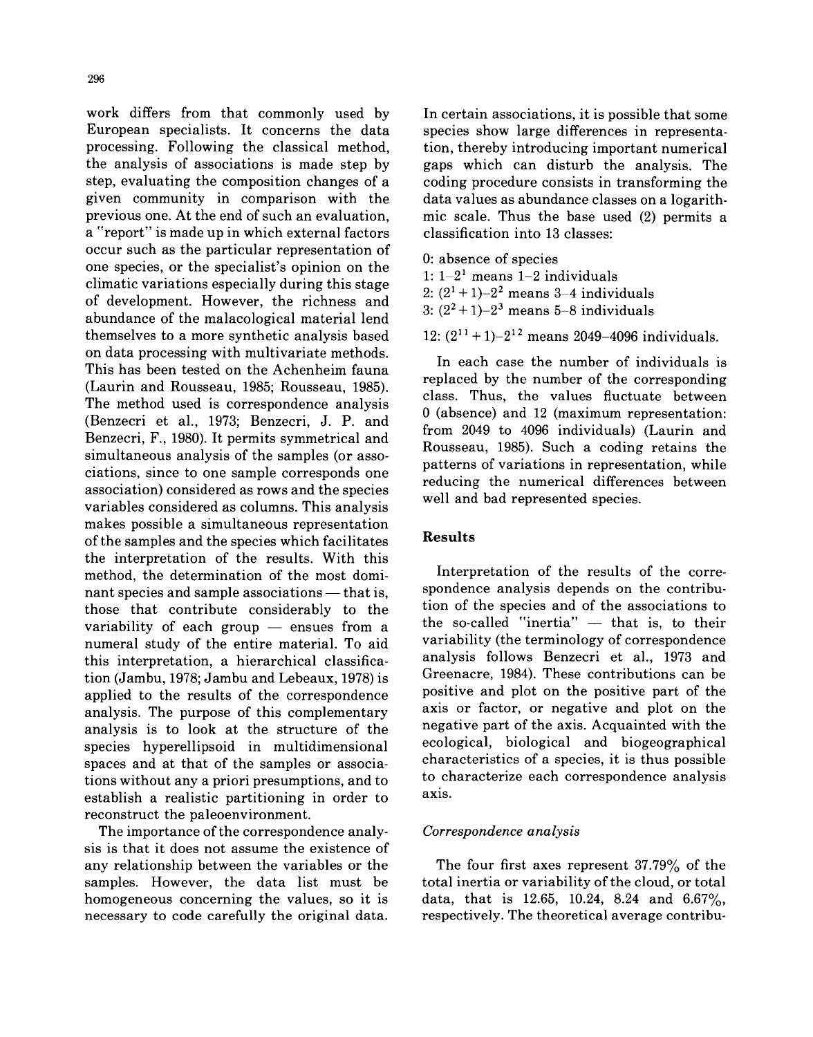work differs from that commonly used by European specialists. It concerns the data processing. Following the classical method, the analysis of associations is made step by step, evaluating the composition changes of a given community in comparison with the previous one. At the end of such an evaluation, a "report" is made up in which external factors occur such as the particular representation of one species, or the specialist's opinion on the climatic variations especially during this stage of development. However, the richness and abundance of the malacological material lend themselves to a more synthetic analysis based on data processing with multivariate methods. This has been tested on the Achenheim fauna (Laurin and Rousseau, 1985; Rousseau, 1985). The method used is correspondence analysis (Benzecri et al., 1973; Benzecri, J. P. and Benzecri, F., 1980). It permits symmetrical and simultaneous analysis of the samples (or associations, since to one sample corresponds one association) considered as rows and the species variables considered as columns. This analysis makes possible a simultaneous representation of the samples and the species which facilitates the interpretation of the results. With this method, the determination of the most dominant species and sample associations — that is, those that contribute considerably to the variability of each group — ensues from a numeral study of the entire material. To aid this interpretation, a hierarchical classification (Jambu, 1978; Jambu and Lebeaux, 1978) is applied to the results of the correspondence analysis. The purpose of this complementary analysis is to look at the structure of the species hyperellipsoid in multidimensional spaces and at that of the samples or associations without any a priori presumptions, and to establish a realistic partitioning in order to reconstruct the paleoenvironment.

The importance of the correspondence analysis is that it does not assume the existence of any relationship between the variables or the samples. However, the data list must be homogeneous concerning the values, so it is necessary to code carefully the original data. In certain associations, it is possible that some species show large differences in representation, thereby introducing important numerical gaps which can disturb the analysis. The coding procedure consists in transforming the data values as abundance classes on a logarithmic scale. Thus the base used (2) permits a classification into 13 classes:

0: absence of species
1: $1$–$2^1$ means 1–2 individuals
2: $(2^1+1)$–$2^2$ means 3–4 individuals
3: $(2^2+1)$–$2^3$ means 5–8 individuals

12: $(2^{11}+1)$–$2^{12}$ means 2049–4096 individuals.

In each case the number of individuals is replaced by the number of the corresponding class. Thus, the values fluctuate between 0 (absence) and 12 (maximum representation: from 2049 to 4096 individuals) (Laurin and Rousseau, 1985). Such a coding retains the patterns of variations in representation, while reducing the numerical differences between well and bad represented species.

## Results

Interpretation of the results of the correspondence analysis depends on the contribution of the species and of the associations to the so-called "inertia" — that is, to their variability (the terminology of correspondence analysis follows Benzecri et al., 1973 and Greenacre, 1984). These contributions can be positive and plot on the positive part of the axis or factor, or negative and plot on the negative part of the axis. Acquainted with the ecological, biological and biogeographical characteristics of a species, it is thus possible to characterize each correspondence analysis axis.

### *Correspondence analysis*

The four first axes represent 37.79% of the total inertia or variability of the cloud, or total data, that is 12.65, 10.24, 8.24 and 6.67%, respectively. The theoretical average contribu-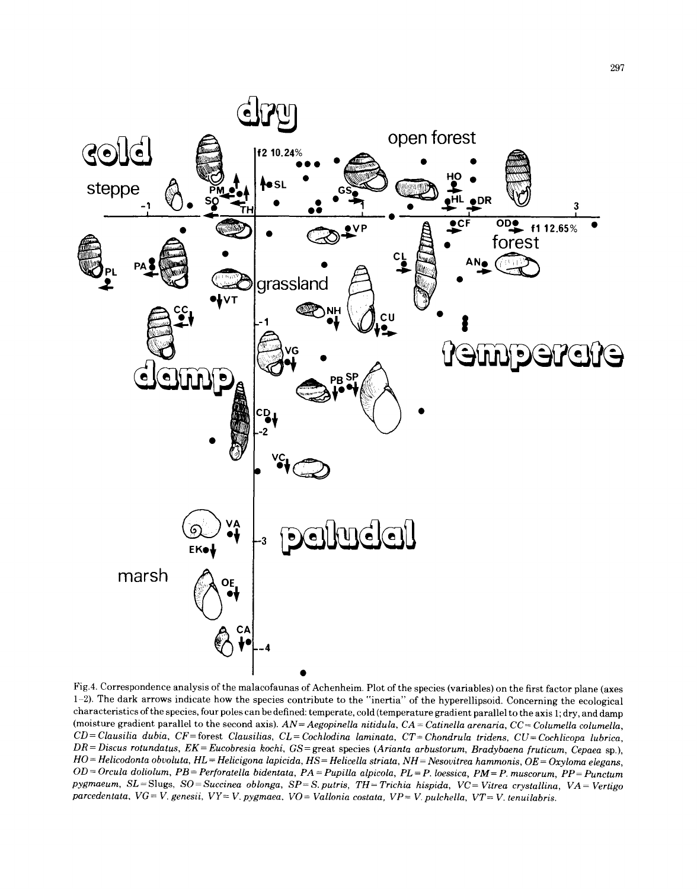dry

cold

open forest

steppe

f2 10.24%

SL

PM

SO

TH

GS

HO

HL

DR

-1

1

3

CF

OD

f1 12.65%

VP

forest

PL

PA

CL

AN

grassland

VT

CC

NH

-1

CU

temperate

VG

damp

PB SP

CD

-2

VC

VA

EK

-3

paludal

marsh

OE

CA

-4

Fig.4. Correspondence analysis of the malacofaunas of Achenheim. Plot of the species (variables) on the first factor plane (axes 1–2). The dark arrows indicate how the species contribute to the "inertia" of the hyperellipsoid. Concerning the ecological characteristics of the species, four poles can be defined: temperate, cold (temperature gradient parallel to the axis 1; dry, and damp (moisture gradient parallel to the second axis). *AN* = *Aegopinella nitidula*, *CA* = *Catinella arenaria*, *CC* = *Columella columella*, *CD* = *Clausilia dubia*, *CF* = forest *Clausilias*, *CL* = *Cochlodina laminata*, *CT* = *Chondrula tridens*, *CU* = *Cochlicopa lubrica*, *DR* = *Discus rotundatus*, *EK* = *Eucobresia kochi*, *GS* = great species (*Arianta arbustorum*, *Bradybaena fruticum*, *Cepaea* sp.), *HO* = *Helicodonta obvoluta*, *HL* = *Helicigona lapicida*, *HS* = *Helicella striata*, *NH* = *Nesovitrea hammonis*, *OE* = *Oxyloma elegans*, *OD* = *Orcula doliolum*, *PB* = *Perforatella bidentata*, *PA* = *Pupilla alpicola*, *PL* = *P. loessica*, *PM* = *P. muscorum*, *PP* = *Punctum pygmaeum*, *SL* = Slugs, *SO* = *Succinea oblonga*, *SP* = *S. putris*, *TH* = *Trichia hispida*, *VC* = *Vitrea crystallina*, *VA* = *Vertigo parcedentata*, *VG* = *V. genesii*, *VY* = *V. pygmaea*, *VO* = *Vallonia costata*, *VP* = *V. pulchella*, *VT* = *V. tenuilabris*.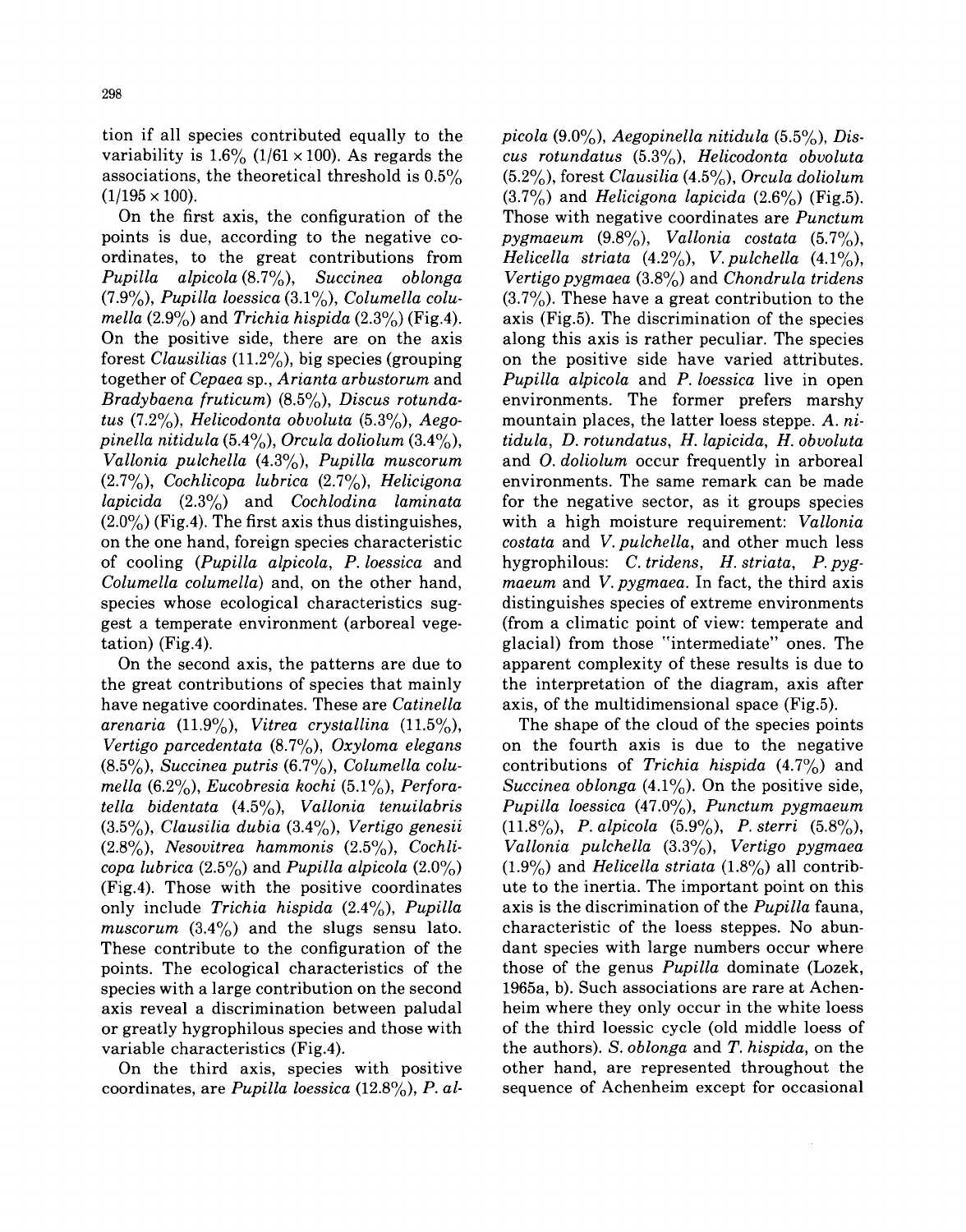tion if all species contributed equally to the variability is 1.6% (1/61 × 100). As regards the associations, the theoretical threshold is 0.5% (1/195 × 100).

On the first axis, the configuration of the points is due, according to the negative coordinates, to the great contributions from *Pupilla alpicola* (8.7%), *Succinea oblonga* (7.9%), *Pupilla loessica* (3.1%), *Columella columella* (2.9%) and *Trichia hispida* (2.3%) (Fig.4). On the positive side, there are on the axis forest *Clausilias* (11.2%), big species (grouping together of *Cepaea* sp., *Arianta arbustorum* and *Bradybaena fruticum*) (8.5%), *Discus rotundatus* (7.2%), *Helicodonta obvoluta* (5.3%), *Aegopinella nitidula* (5.4%), *Orcula doliolum* (3.4%), *Vallonia pulchella* (4.3%), *Pupilla muscorum* (2.7%), *Cochlicopa lubrica* (2.7%), *Helicigona lapicida* (2.3%) and *Cochlodina laminata* (2.0%) (Fig.4). The first axis thus distinguishes, on the one hand, foreign species characteristic of cooling (*Pupilla alpicola*, *P. loessica* and *Columella columella*) and, on the other hand, species whose ecological characteristics suggest a temperate environment (arboreal vegetation) (Fig.4).

On the second axis, the patterns are due to the great contributions of species that mainly have negative coordinates. These are *Catinella arenaria* (11.9%), *Vitrea crystallina* (11.5%), *Vertigo parcedentata* (8.7%), *Oxyloma elegans* (8.5%), *Succinea putris* (6.7%), *Columella columella* (6.2%), *Eucobresia kochi* (5.1%), *Perforatella bidentata* (4.5%), *Vallonia tenuilabris* (3.5%), *Clausilia dubia* (3.4%), *Vertigo genesii* (2.8%), *Nesovitrea hammonis* (2.5%), *Cochlicopa lubrica* (2.5%) and *Pupilla alpicola* (2.0%) (Fig.4). Those with the positive coordinates only include *Trichia hispida* (2.4%), *Pupilla muscorum* (3.4%) and the slugs sensu lato. These contribute to the configuration of the points. The ecological characteristics of the species with a large contribution on the second axis reveal a discrimination between paludal or greatly hygrophilous species and those with variable characteristics (Fig.4).

On the third axis, species with positive coordinates, are *Pupilla loessica* (12.8%), *P. alpicola* (9.0%), *Aegopinella nitidula* (5.5%), *Discus rotundatus* (5.3%), *Helicodonta obvoluta* (5.2%), forest *Clausilia* (4.5%), *Orcula doliolum* (3.7%) and *Helicigona lapicida* (2.6%) (Fig.5). Those with negative coordinates are *Punctum pygmaeum* (9.8%), *Vallonia costata* (5.7%), *Helicella striata* (4.2%), *V. pulchella* (4.1%), *Vertigo pygmaea* (3.8%) and *Chondrula tridens* (3.7%). These have a great contribution to the axis (Fig.5). The discrimination of the species along this axis is rather peculiar. The species on the positive side have varied attributes. *Pupilla alpicola* and *P. loessica* live in open environments. The former prefers marshy mountain places, the latter loess steppe. *A. nitidula*, *D. rotundatus*, *H. lapicida*, *H. obvoluta* and *O. doliolum* occur frequently in arboreal environments. The same remark can be made for the negative sector, as it groups species with a high moisture requirement: *Vallonia costata* and *V. pulchella*, and other much less hygrophilous: *C. tridens*, *H. striata*, *P. pygmaeum* and *V. pygmaea*. In fact, the third axis distinguishes species of extreme environments (from a climatic point of view: temperate and glacial) from those "intermediate" ones. The apparent complexity of these results is due to the interpretation of the diagram, axis after axis, of the multidimensional space (Fig.5).

The shape of the cloud of the species points on the fourth axis is due to the negative contributions of *Trichia hispida* (4.7%) and *Succinea oblonga* (4.1%). On the positive side, *Pupilla loessica* (47.0%), *Punctum pygmaeum* (11.8%), *P. alpicola* (5.9%), *P. sterri* (5.8%), *Vallonia pulchella* (3.3%), *Vertigo pygmaea* (1.9%) and *Helicella striata* (1.8%) all contribute to the inertia. The important point on this axis is the discrimination of the *Pupilla* fauna, characteristic of the loess steppes. No abundant species with large numbers occur where those of the genus *Pupilla* dominate (Lozek, 1965a, b). Such associations are rare at Achenheim where they only occur in the white loess of the third loessic cycle (old middle loess of the authors). *S. oblonga* and *T. hispida*, on the other hand, are represented throughout the sequence of Achenheim except for occasional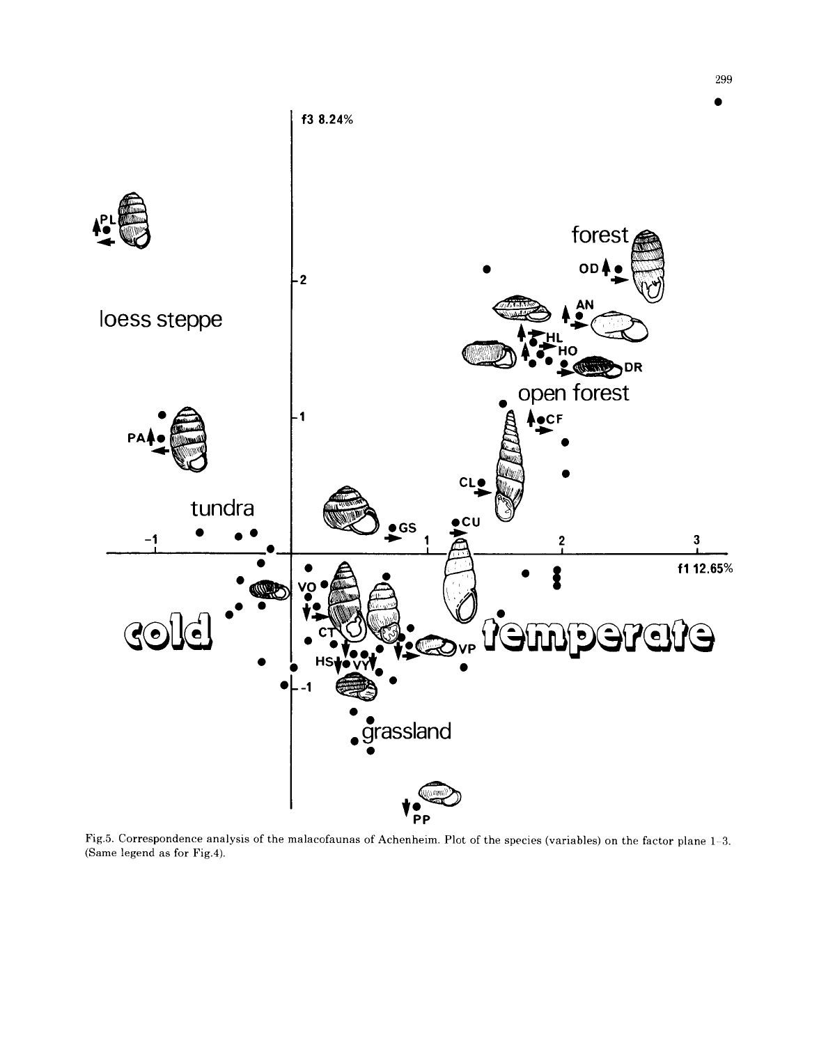f3 8.24%

f1 12.65%

forest

open forest

loess steppe

tundra

grassland

cold

temperate

PL PA OD AN HL HO DR CF CL CU GS VO CT HS VY VP PP

-1 1 2 3

2 1 -1

Fig.5. Correspondence analysis of the malacofaunas of Achenheim. Plot of the species (variables) on the factor plane 1–3. (Same legend as for Fig.4).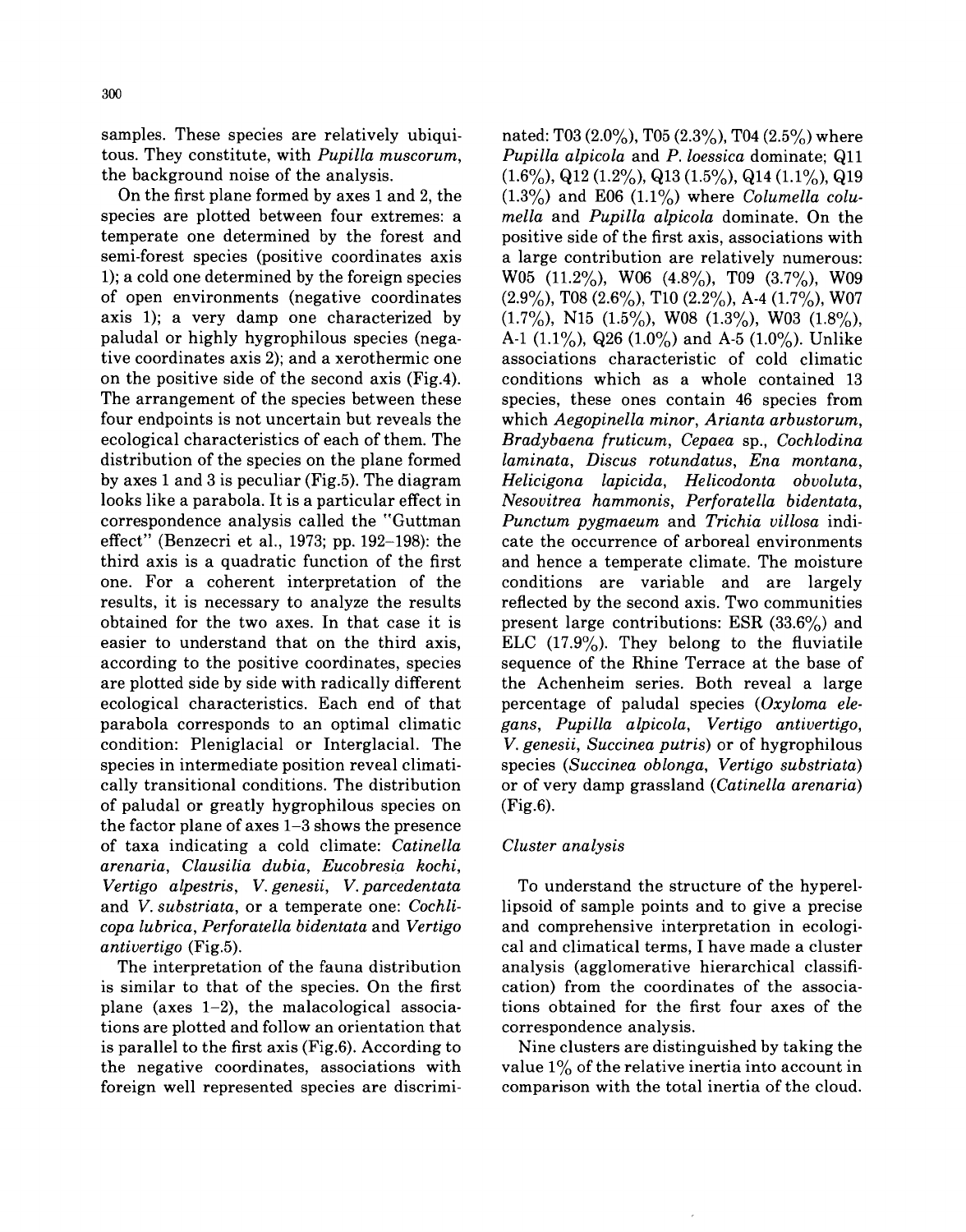samples. These species are relatively ubiquitous. They constitute, with *Pupilla muscorum*, the background noise of the analysis.

On the first plane formed by axes 1 and 2, the species are plotted between four extremes: a temperate one determined by the forest and semi-forest species (positive coordinates axis 1); a cold one determined by the foreign species of open environments (negative coordinates axis 1); a very damp one characterized by paludal or highly hygrophilous species (negative coordinates axis 2); and a xerothermic one on the positive side of the second axis (Fig.4). The arrangement of the species between these four endpoints is not uncertain but reveals the ecological characteristics of each of them. The distribution of the species on the plane formed by axes 1 and 3 is peculiar (Fig.5). The diagram looks like a parabola. It is a particular effect in correspondence analysis called the "Guttman effect" (Benzecri et al., 1973; pp. 192–198): the third axis is a quadratic function of the first one. For a coherent interpretation of the results, it is necessary to analyze the results obtained for the two axes. In that case it is easier to understand that on the third axis, according to the positive coordinates, species are plotted side by side with radically different ecological characteristics. Each end of that parabola corresponds to an optimal climatic condition: Pleniglacial or Interglacial. The species in intermediate position reveal climatically transitional conditions. The distribution of paludal or greatly hygrophilous species on the factor plane of axes 1–3 shows the presence of taxa indicating a cold climate: *Catinella arenaria*, *Clausilia dubia*, *Eucobresia kochi*, *Vertigo alpestris*, *V. genesii*, *V. parcedentata* and *V. substriata*, or a temperate one: *Cochlicopa lubrica*, *Perforatella bidentata* and *Vertigo antivertigo* (Fig.5).

The interpretation of the fauna distribution is similar to that of the species. On the first plane (axes 1–2), the malacological associations are plotted and follow an orientation that is parallel to the first axis (Fig.6). According to the negative coordinates, associations with foreign well represented species are discriminated: T03 (2.0%), T05 (2.3%), T04 (2.5%) where *Pupilla alpicola* and *P. loessica* dominate; Q11 (1.6%), Q12 (1.2%), Q13 (1.5%), Q14 (1.1%), Q19 (1.3%) and E06 (1.1%) where *Columella columella* and *Pupilla alpicola* dominate. On the positive side of the first axis, associations with a large contribution are relatively numerous: W05 (11.2%), W06 (4.8%), T09 (3.7%), W09 (2.9%), T08 (2.6%), T10 (2.2%), A-4 (1.7%), W07 (1.7%), N15 (1.5%), W08 (1.3%), W03 (1.8%), A-1 (1.1%), Q26 (1.0%) and A-5 (1.0%). Unlike associations characteristic of cold climatic conditions which as a whole contained 13 species, these ones contain 46 species from which *Aegopinella minor*, *Arianta arbustorum*, *Bradybaena fruticum*, *Cepaea* sp., *Cochlodina laminata*, *Discus rotundatus*, *Ena montana*, *Helicigona lapicida*, *Helicodonta obvoluta*, *Nesovitrea hammonis*, *Perforatella bidentata*, *Punctum pygmaeum* and *Trichia villosa* indicate the occurrence of arboreal environments and hence a temperate climate. The moisture conditions are variable and are largely reflected by the second axis. Two communities present large contributions: ESR (33.6%) and ELC (17.9%). They belong to the fluviatile sequence of the Rhine Terrace at the base of the Achenheim series. Both reveal a large percentage of paludal species (*Oxyloma elegans*, *Pupilla alpicola*, *Vertigo antivertigo*, *V. genesii*, *Succinea putris*) or of hygrophilous species (*Succinea oblonga*, *Vertigo substriata*) or of very damp grassland (*Catinella arenaria*) (Fig.6).

### *Cluster analysis*

To understand the structure of the hyperellipsoid of sample points and to give a precise and comprehensive interpretation in ecological and climatical terms, I have made a cluster analysis (agglomerative hierarchical classification) from the coordinates of the associations obtained for the first four axes of the correspondence analysis.

Nine clusters are distinguished by taking the value 1% of the relative inertia into account in comparison with the total inertia of the cloud.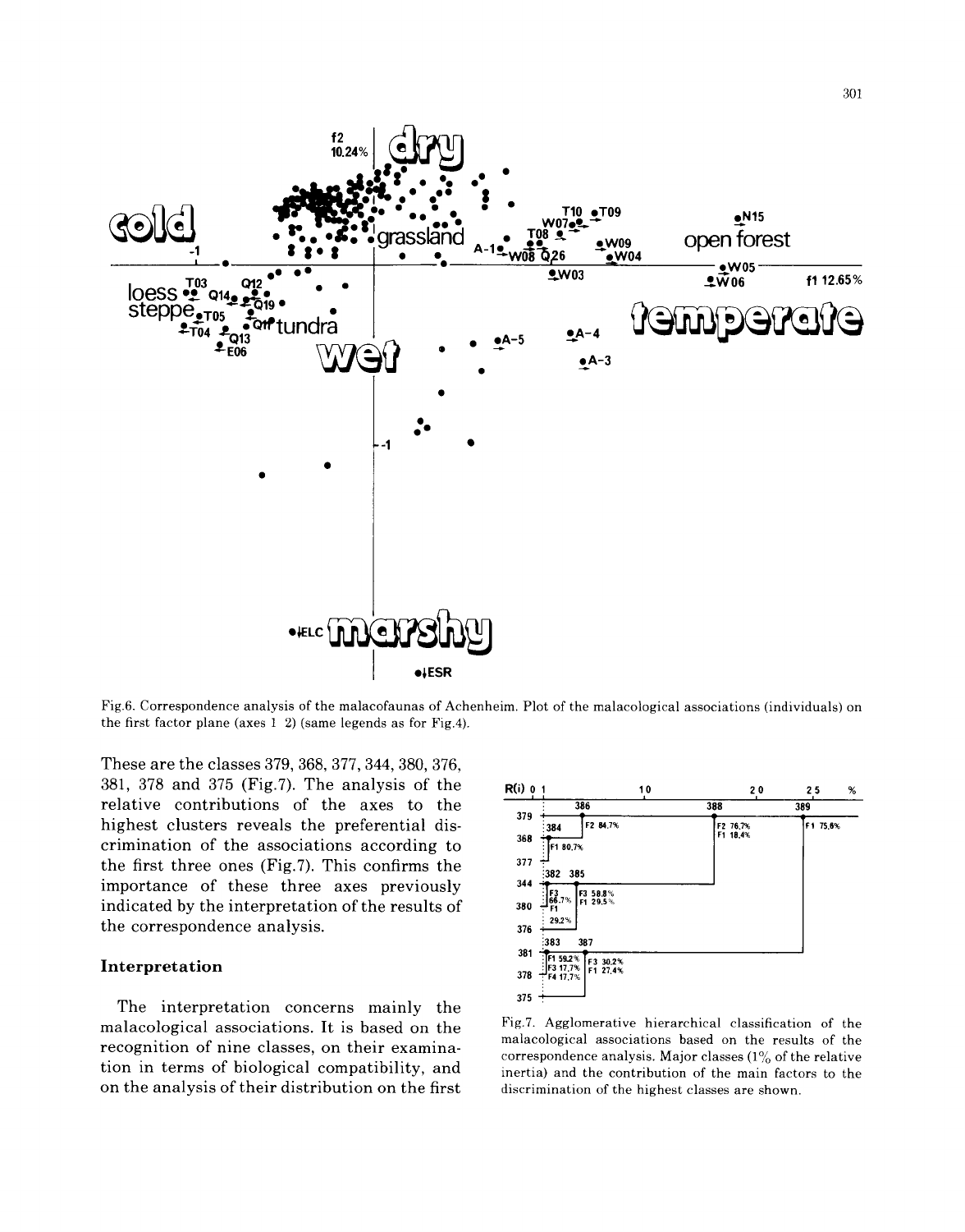f2
10.24%

dry

cold

grassland

open forest

-1

T10 T09
W07
T08
A-1 W08 Q26
W09
W04
N15
W05
W06
W03

f1 12.65%

T03 Q12
loess Q14
steppe T05 Q19
T04 Q13 Qf1 tundra
E06

temperate

wet

A-5
A-4
A-3

-1

ELC marshy

ESR

Fig.6. Correspondence analysis of the malacofaunas of Achenheim. Plot of the malacological associations (individuals) on the first factor plane (axes 1 2) (same legends as for Fig.4).

These are the classes 379, 368, 377, 344, 380, 376, 381, 378 and 375 (Fig.7). The analysis of the relative contributions of the axes to the highest clusters reveals the preferential discrimination of the associations according to the first three ones (Fig.7). This confirms the importance of these three axes previously indicated by the interpretation of the results of the correspondence analysis.

## Interpretation

The interpretation concerns mainly the malacological associations. It is based on the recognition of nine classes, on their examination in terms of biological compatibility, and on the analysis of their distribution on the first

R(i) 0 1 10 20 25 %

386 388 389

379
384 F2 84.7% F2 76.7% F1 18.4% F1 75.6%
368
F1 80.7%
377
382 385
344
F3 66.7% F1 29.2% F3 58.8% F1 29.5%
380
376
383 387
381
F1 59.2% F3 17.7% F4 17.7% F3 30.2% F1 27.4%
378
375

Fig.7. Agglomerative hierarchical classification of the malacological associations based on the results of the correspondence analysis. Major classes (1% of the relative inertia) and the contribution of the main factors to the discrimination of the highest classes are shown.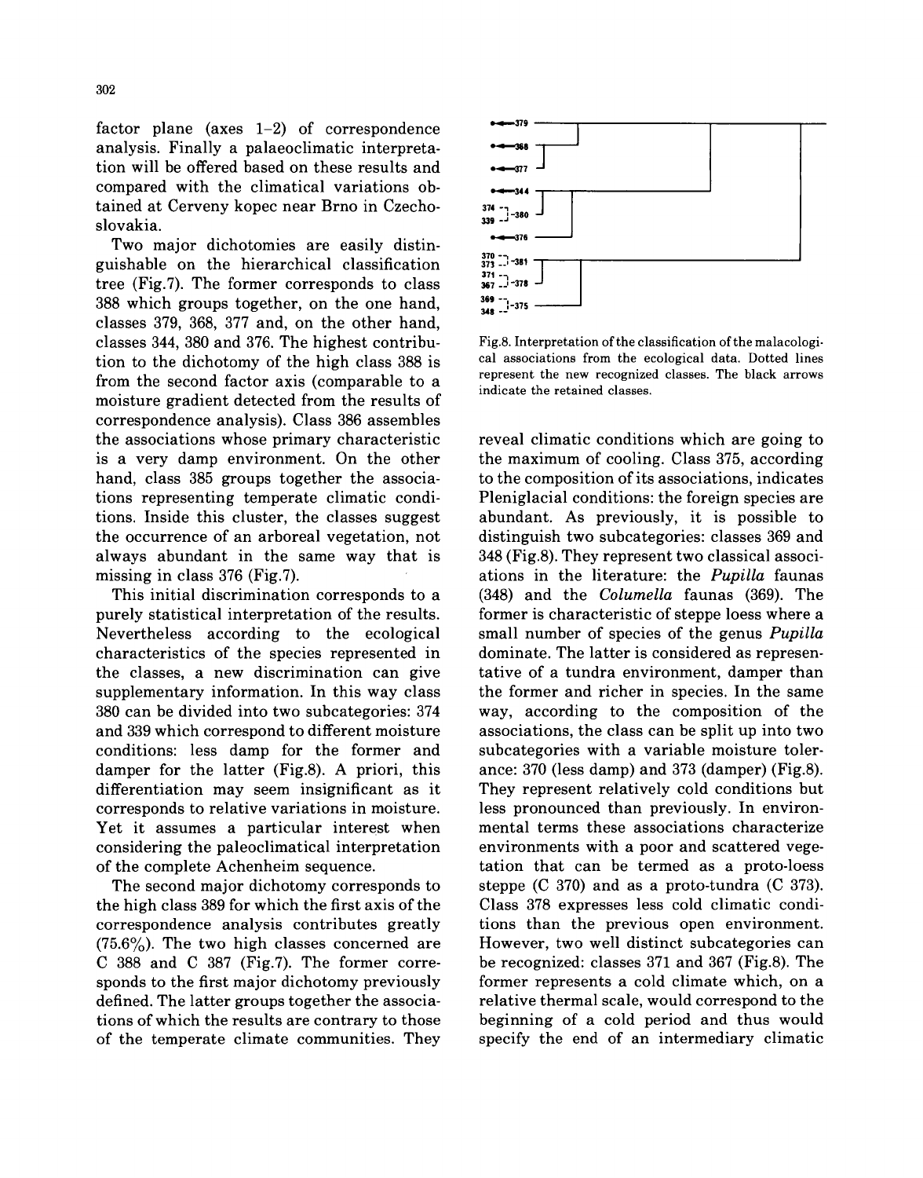factor plane (axes 1–2) of correspondence analysis. Finally a palaeoclimatic interpretation will be offered based on these results and compared with the climatical variations obtained at Cerveny kopec near Brno in Czechoslovakia.

Two major dichotomies are easily distinguishable on the hierarchical classification tree (Fig.7). The former corresponds to class 388 which groups together, on the one hand, classes 379, 368, 377 and, on the other hand, classes 344, 380 and 376. The highest contribution to the dichotomy of the high class 388 is from the second factor axis (comparable to a moisture gradient detected from the results of correspondence analysis). Class 386 assembles the associations whose primary characteristic is a very damp environment. On the other hand, class 385 groups together the associations representing temperate climatic conditions. Inside this cluster, the classes suggest the occurrence of an arboreal vegetation, not always abundant in the same way that is missing in class 376 (Fig.7).

This initial discrimination corresponds to a purely statistical interpretation of the results. Nevertheless according to the ecological characteristics of the species represented in the classes, a new discrimination can give supplementary information. In this way class 380 can be divided into two subcategories: 374 and 339 which correspond to different moisture conditions: less damp for the former and damper for the latter (Fig.8). A priori, this differentiation may seem insignificant as it corresponds to relative variations in moisture. Yet it assumes a particular interest when considering the paleoclimatical interpretation of the complete Achenheim sequence.

The second major dichotomy corresponds to the high class 389 for which the first axis of the correspondence analysis contributes greatly (75.6%). The two high classes concerned are C 388 and C 387 (Fig.7). The former corresponds to the first major dichotomy previously defined. The latter groups together the associations of which the results are contrary to those of the temperate climate communities. They reveal climatic conditions which are going to the maximum of cooling. Class 375, according to the composition of its associations, indicates Pleniglacial conditions: the foreign species are abundant. As previously, it is possible to distinguish two subcategories: classes 369 and 348 (Fig.8). They represent two classical associations in the literature: the *Pupilla* faunas (348) and the *Columella* faunas (369). The former is characteristic of steppe loess where a small number of species of the genus *Pupilla* dominate. The latter is considered as representative of a tundra environment, damper than the former and richer in species. In the same way, according to the composition of the associations, the class can be split up into two subcategories with a variable moisture tolerance: 370 (less damp) and 373 (damper) (Fig.8). They represent relatively cold conditions but less pronounced than previously. In environmental terms these associations characterize environments with a poor and scattered vegetation that can be termed as a proto-loess steppe (C 370) and as a proto-tundra (C 373). Class 378 expresses less cold climatic conditions than the previous open environment. However, two well distinct subcategories can be recognized: classes 371 and 367 (Fig.8). The former represents a cold climate which, on a relative thermal scale, would correspond to the beginning of a cold period and thus would specify the end of an intermediary climatic

379
368
377
344
374
339
380
376
370
373
381
371
367
378
369
348
375

Fig.8. Interpretation of the classification of the malacological associations from the ecological data. Dotted lines represent the new recognized classes. The black arrows indicate the retained classes.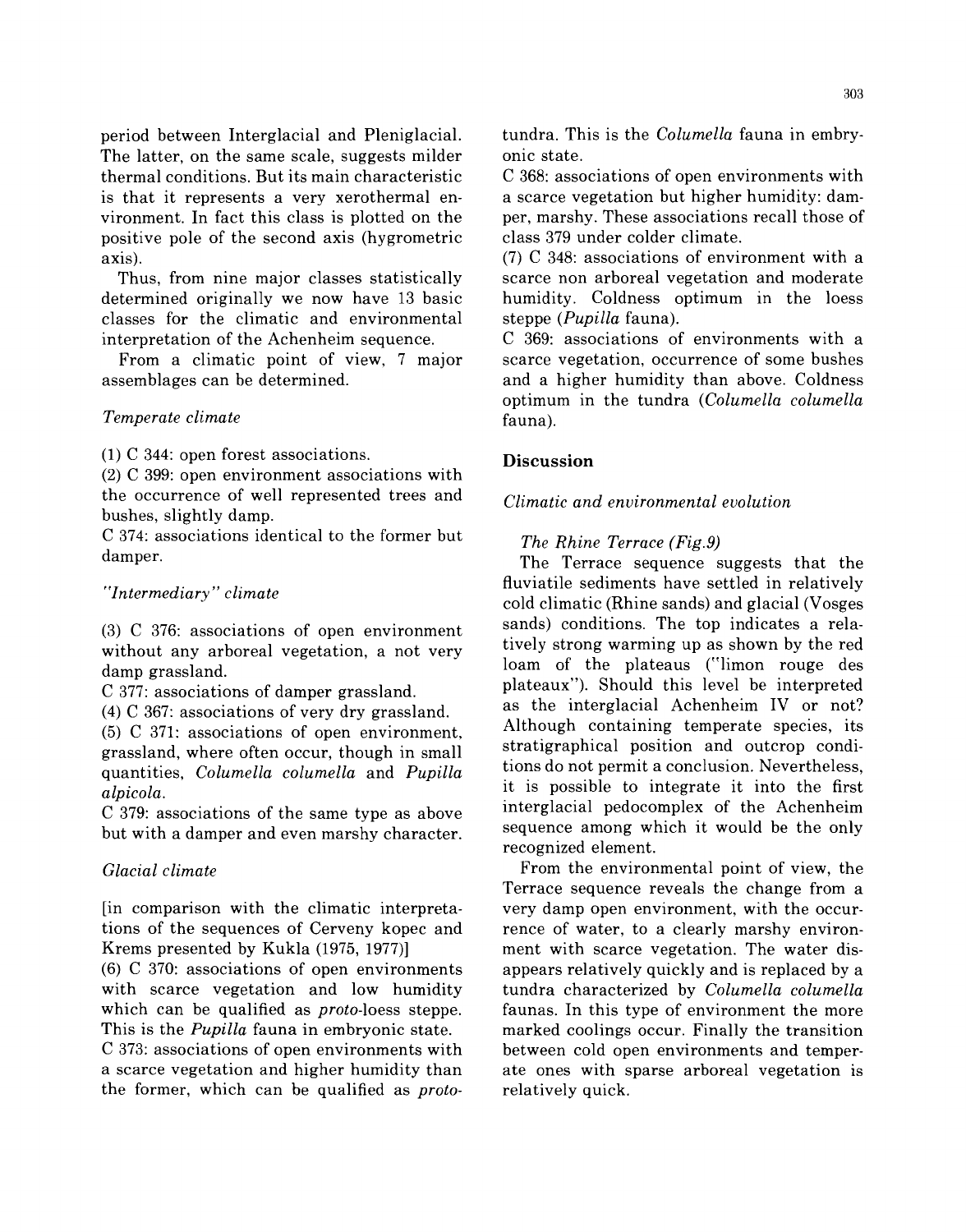period between Interglacial and Pleniglacial. The latter, on the same scale, suggests milder thermal conditions. But its main characteristic is that it represents a very xerothermal environment. In fact this class is plotted on the positive pole of the second axis (hygrometric axis).

Thus, from nine major classes statistically determined originally we now have 13 basic classes for the climatic and environmental interpretation of the Achenheim sequence.

From a climatic point of view, 7 major assemblages can be determined.

*Temperate climate*

(1) C 344: open forest associations.

(2) C 399: open environment associations with the occurrence of well represented trees and bushes, slightly damp.

C 374: associations identical to the former but damper.

*"Intermediary" climate*

(3) C 376: associations of open environment without any arboreal vegetation, a not very damp grassland.

C 377: associations of damper grassland.

(4) C 367: associations of very dry grassland.

(5) C 371: associations of open environment, grassland, where often occur, though in small quantities, *Columella columella* and *Pupilla alpicola*.

C 379: associations of the same type as above but with a damper and even marshy character.

*Glacial climate*

[in comparison with the climatic interpretations of the sequences of Cerveny kopec and Krems presented by Kukla (1975, 1977)]

(6) C 370: associations of open environments with scarce vegetation and low humidity which can be qualified as *proto*-loess steppe. This is the *Pupilla* fauna in embryonic state.

C 373: associations of open environments with a scarce vegetation and higher humidity than the former, which can be qualified as *proto*-tundra. This is the *Columella* fauna in embryonic state.

C 368: associations of open environments with a scarce vegetation but higher humidity: damper, marshy. These associations recall those of class 379 under colder climate.

(7) C 348: associations of environment with a scarce non arboreal vegetation and moderate humidity. Coldness optimum in the loess steppe (*Pupilla* fauna).

C 369: associations of environments with a scarce vegetation, occurrence of some bushes and a higher humidity than above. Coldness optimum in the tundra (*Columella columella* fauna).

## Discussion

### *Climatic and environmental evolution*

#### *The Rhine Terrace (Fig.9)*

The Terrace sequence suggests that the fluviatile sediments have settled in relatively cold climatic (Rhine sands) and glacial (Vosges sands) conditions. The top indicates a relatively strong warming up as shown by the red loam of the plateaus ("limon rouge des plateaux"). Should this level be interpreted as the interglacial Achenheim IV or not? Although containing temperate species, its stratigraphical position and outcrop conditions do not permit a conclusion. Nevertheless, it is possible to integrate it into the first interglacial pedocomplex of the Achenheim sequence among which it would be the only recognized element.

From the environmental point of view, the Terrace sequence reveals the change from a very damp open environment, with the occurrence of water, to a clearly marshy environment with scarce vegetation. The water disappears relatively quickly and is replaced by a tundra characterized by *Columella columella* faunas. In this type of environment the more marked coolings occur. Finally the transition between cold open environments and temperate ones with sparse arboreal vegetation is relatively quick.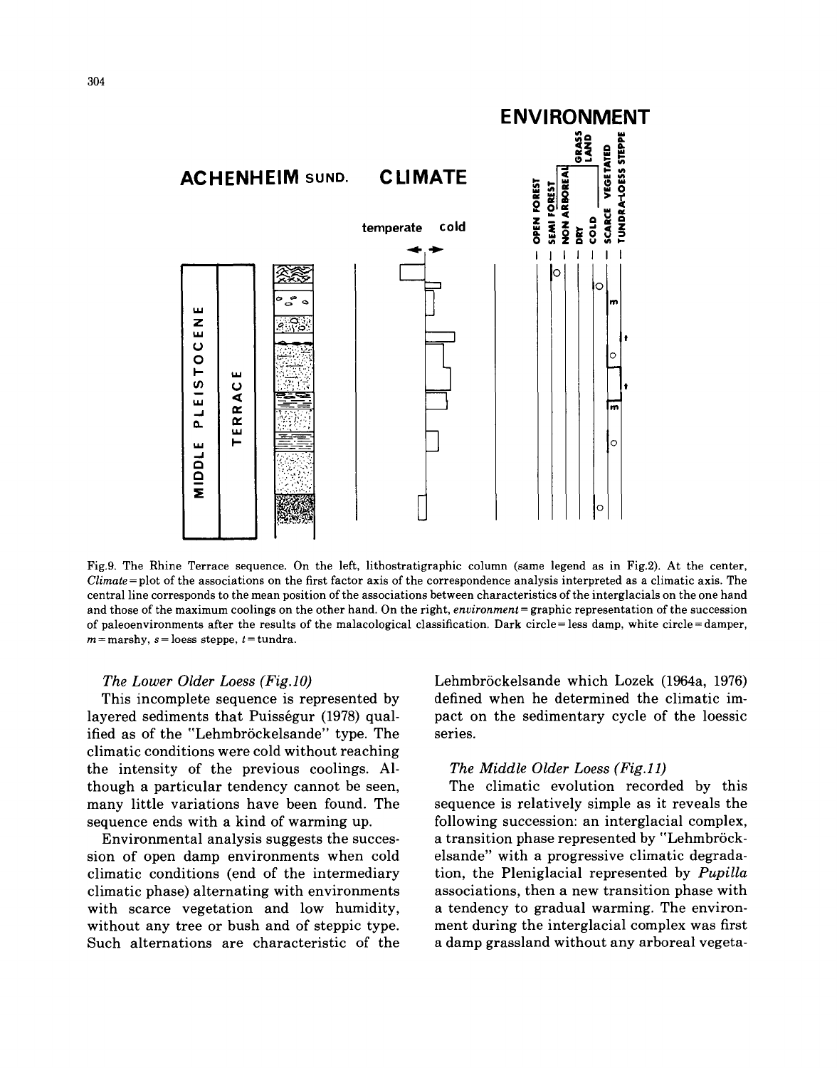ACHENHEIM SUND.

CLIMATE

temperate cold

ENVIRONMENT

OPEN FOREST

SEMI FOREST

NON ARBOREAL

GRASS LAND

DRY

COLD

SCARCE VEGETATED

TUNDRA-LOESS STEPPE

MIDDLE PLEISTOCENE

TERRACE

m

t

t

m

Fig.9. The Rhine Terrace sequence. On the left, lithostratigraphic column (same legend as in Fig.2). At the center, *Climate* = plot of the associations on the first factor axis of the correspondence analysis interpreted as a climatic axis. The central line corresponds to the mean position of the associations between characteristics of the interglacials on the one hand and those of the maximum coolings on the other hand. On the right, *environment* = graphic representation of the succession of paleoenvironments after the results of the malacological classification. Dark circle = less damp, white circle = damper, *m* = marshy, *s* = loess steppe, *t* = tundra.

*The Lower Older Loess (Fig.10)*

This incomplete sequence is represented by layered sediments that Puisségur (1978) qualified as of the "Lehmbröckelsande" type. The climatic conditions were cold without reaching the intensity of the previous coolings. Although a particular tendency cannot be seen, many little variations have been found. The sequence ends with a kind of warming up.

Environmental analysis suggests the succession of open damp environments when cold climatic conditions (end of the intermediary climatic phase) alternating with environments with scarce vegetation and low humidity, without any tree or bush and of steppic type. Such alternations are characteristic of the Lehmbröckelsande which Lozek (1964a, 1976) defined when he determined the climatic impact on the sedimentary cycle of the loessic series.

*The Middle Older Loess (Fig.11)*

The climatic evolution recorded by this sequence is relatively simple as it reveals the following succession: an interglacial complex, a transition phase represented by "Lehmbröckelsande" with a progressive climatic degradation, the Pleniglacial represented by *Pupilla* associations, then a new transition phase with a tendency to gradual warming. The environment during the interglacial complex was first a damp grassland without any arboreal vegeta-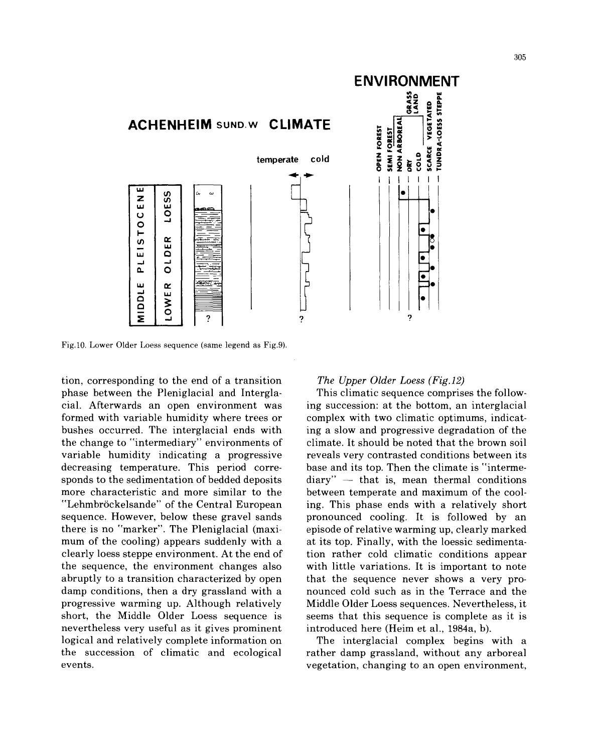Fig.10. Lower Older Loess sequence (same legend as Fig.9).

tion, corresponding to the end of a transition phase between the Pleniglacial and Interglacial. Afterwards an open environment was formed with variable humidity where trees or bushes occurred. The interglacial ends with the change to "intermediary" environments of variable humidity indicating a progressive decreasing temperature. This period corresponds to the sedimentation of bedded deposits more characteristic and more similar to the "Lehmbröckelsande" of the Central European sequence. However, below these gravel sands there is no "marker". The Pleniglacial (maximum of the cooling) appears suddenly with a clearly loess steppe environment. At the end of the sequence, the environment changes also abruptly to a transition characterized by open damp conditions, then a dry grassland with a progressive warming up. Although relatively short, the Middle Older Loess sequence is nevertheless very useful as it gives prominent logical and relatively complete information on the succession of climatic and ecological events.

*The Upper Older Loess (Fig.12)*

This climatic sequence comprises the following succession: at the bottom, an interglacial complex with two climatic optimums, indicating a slow and progressive degradation of the climate. It should be noted that the brown soil reveals very contrasted conditions between its base and its top. Then the climate is "intermediary" — that is, mean thermal conditions between temperate and maximum of the cooling. This phase ends with a relatively short pronounced cooling. It is followed by an episode of relative warming up, clearly marked at its top. Finally, with the loessic sedimentation rather cold climatic conditions appear with little variations. It is important to note that the sequence never shows a very pronounced cold such as in the Terrace and the Middle Older Loess sequences. Nevertheless, it seems that this sequence is complete as it is introduced here (Heim et al., 1984a, b).

The interglacial complex begins with a rather damp grassland, without any arboreal vegetation, changing to an open environment,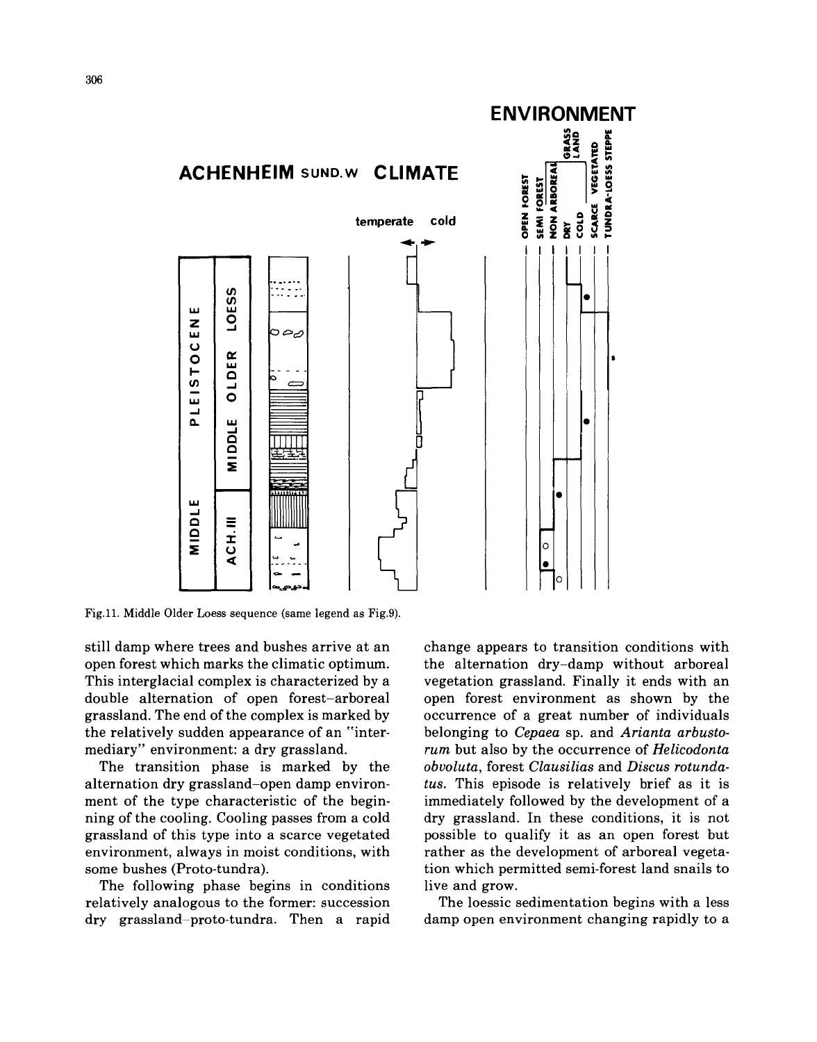ACHENHEIM SUND.W CLIMATE

temperate cold

ENVIRONMENT

OPEN FOREST
SEMI FOREST
NON ARBOREAL
GRASS LAND
DRY
COLD
SCARCE VEGETATED
TUNDRA-LOESS STEPPE

MIDDLE PLEISTOCENE
MIDDLE OLDER LOESS
ACH.III

Fig.11. Middle Older Loess sequence (same legend as Fig.9).

still damp where trees and bushes arrive at an open forest which marks the climatic optimum. This interglacial complex is characterized by a double alternation of open forest–arboreal grassland. The end of the complex is marked by the relatively sudden appearance of an "intermediary" environment: a dry grassland.

The transition phase is marked by the alternation dry grassland–open damp environment of the type characteristic of the beginning of the cooling. Cooling passes from a cold grassland of this type into a scarce vegetated environment, always in moist conditions, with some bushes (Proto-tundra).

The following phase begins in conditions relatively analogous to the former: succession dry grassland–proto-tundra. Then a rapid change appears to transition conditions with the alternation dry–damp without arboreal vegetation grassland. Finally it ends with an open forest environment as shown by the occurrence of a great number of individuals belonging to *Cepaea* sp. and *Arianta arbustorum* but also by the occurrence of *Helicodonta obvoluta*, forest *Clausilias* and *Discus rotundatus*. This episode is relatively brief as it is immediately followed by the development of a dry grassland. In these conditions, it is not possible to qualify it as an open forest but rather as the development of arboreal vegetation which permitted semi-forest land snails to live and grow.

The loessic sedimentation begins with a less damp open environment changing rapidly to a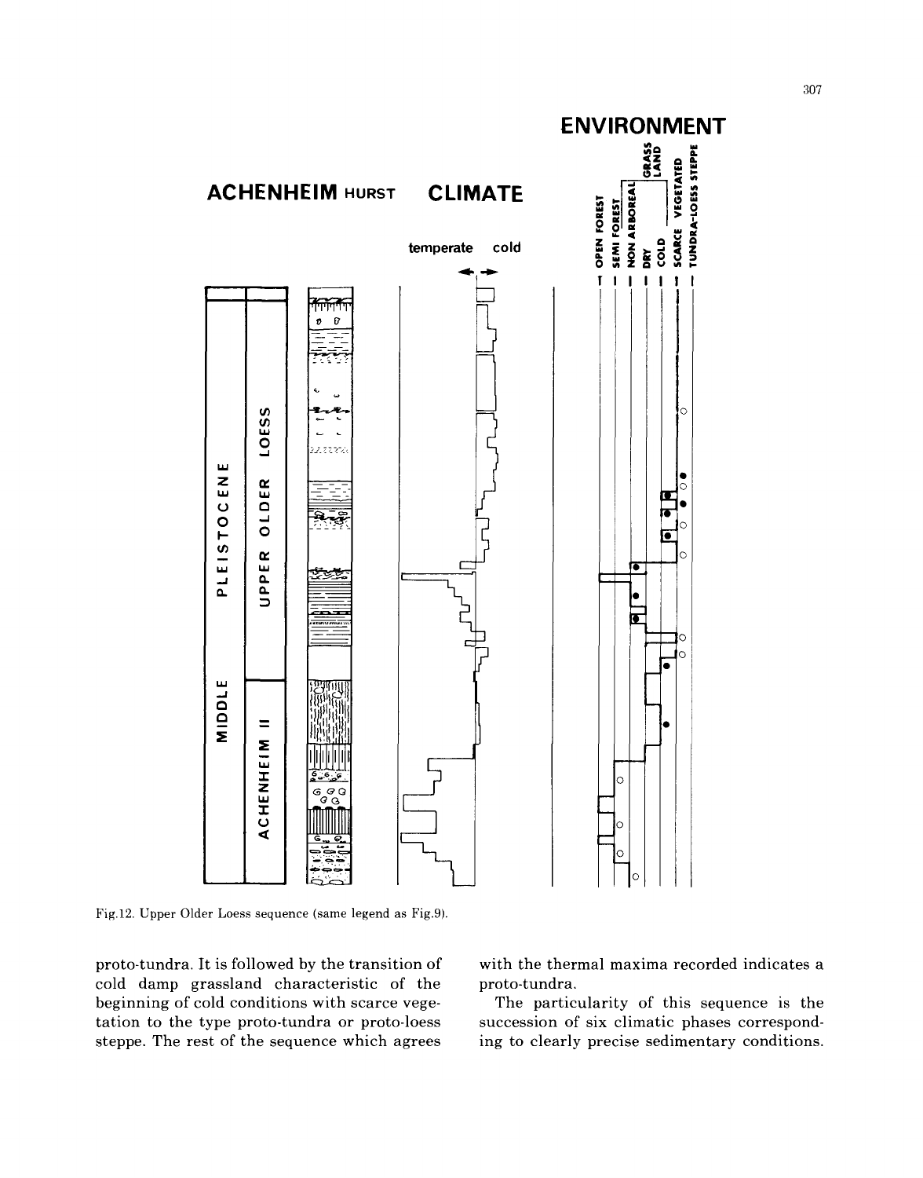ACHENHEIM HURST

CLIMATE

temperate cold

ENVIRONMENT

OPEN FOREST

SEMI FOREST

NON ARBOREAL

GRASS LAND

DRY

COLD

SCARCE VEGETATED

TUNDRA-LOESS STEPPE

MIDDLE PLEISTOCENE

UPPER OLDER LOESS

ACHENHEIM II

Fig.12. Upper Older Loess sequence (same legend as Fig.9).

proto-tundra. It is followed by the transition of cold damp grassland characteristic of the beginning of cold conditions with scarce vegetation to the type proto-tundra or proto-loess steppe. The rest of the sequence which agrees with the thermal maxima recorded indicates a proto-tundra.

The particularity of this sequence is the succession of six climatic phases corresponding to clearly precise sedimentary conditions.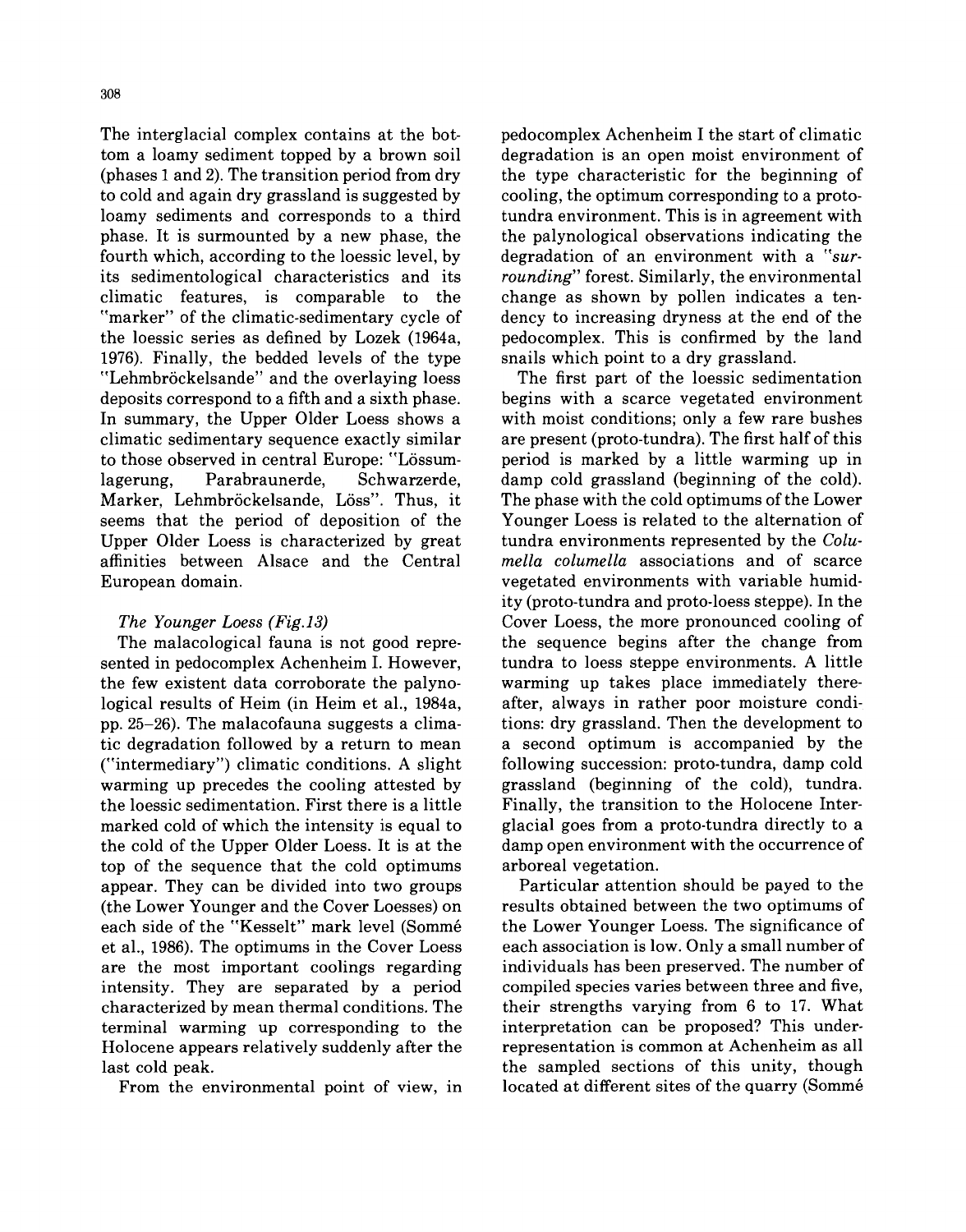The interglacial complex contains at the bottom a loamy sediment topped by a brown soil (phases 1 and 2). The transition period from dry to cold and again dry grassland is suggested by loamy sediments and corresponds to a third phase. It is surmounted by a new phase, the fourth which, according to the loessic level, by its sedimentological characteristics and its climatic features, is comparable to the "marker" of the climatic-sedimentary cycle of the loessic series as defined by Lozek (1964a, 1976). Finally, the bedded levels of the type "Lehmbröckelsande" and the overlaying loess deposits correspond to a fifth and a sixth phase. In summary, the Upper Older Loess shows a climatic sedimentary sequence exactly similar to those observed in central Europe: "Lössumlagerung, Parabraunerde, Schwarzerde, Marker, Lehmbröckelsande, Löss". Thus, it seems that the period of deposition of the Upper Older Loess is characterized by great affinities between Alsace and the Central European domain.

*The Younger Loess (Fig.13)*

The malacological fauna is not good represented in pedocomplex Achenheim I. However, the few existent data corroborate the palynological results of Heim (in Heim et al., 1984a, pp. 25–26). The malacofauna suggests a climatic degradation followed by a return to mean ("intermediary") climatic conditions. A slight warming up precedes the cooling attested by the loessic sedimentation. First there is a little marked cold of which the intensity is equal to the cold of the Upper Older Loess. It is at the top of the sequence that the cold optimums appear. They can be divided into two groups (the Lower Younger and the Cover Loesses) on each side of the "Kesselt" mark level (Sommé et al., 1986). The optimums in the Cover Loess are the most important coolings regarding intensity. They are separated by a period characterized by mean thermal conditions. The terminal warming up corresponding to the Holocene appears relatively suddenly after the last cold peak.

From the environmental point of view, in pedocomplex Achenheim I the start of climatic degradation is an open moist environment of the type characteristic for the beginning of cooling, the optimum corresponding to a proto-tundra environment. This is in agreement with the palynological observations indicating the degradation of an environment with a *"surrounding"* forest. Similarly, the environmental change as shown by pollen indicates a tendency to increasing dryness at the end of the pedocomplex. This is confirmed by the land snails which point to a dry grassland.

The first part of the loessic sedimentation begins with a scarce vegetated environment with moist conditions; only a few rare bushes are present (proto-tundra). The first half of this period is marked by a little warming up in damp cold grassland (beginning of the cold). The phase with the cold optimums of the Lower Younger Loess is related to the alternation of tundra environments represented by the *Columella columella* associations and of scarce vegetated environments with variable humidity (proto-tundra and proto-loess steppe). In the Cover Loess, the more pronounced cooling of the sequence begins after the change from tundra to loess steppe environments. A little warming up takes place immediately thereafter, always in rather poor moisture conditions: dry grassland. Then the development to a second optimum is accompanied by the following succession: proto-tundra, damp cold grassland (beginning of the cold), tundra. Finally, the transition to the Holocene Interglacial goes from a proto-tundra directly to a damp open environment with the occurrence of arboreal vegetation.

Particular attention should be payed to the results obtained between the two optimums of the Lower Younger Loess. The significance of each association is low. Only a small number of individuals has been preserved. The number of compiled species varies between three and five, their strengths varying from 6 to 17. What interpretation can be proposed? This under-representation is common at Achenheim as all the sampled sections of this unity, though located at different sites of the quarry (Sommé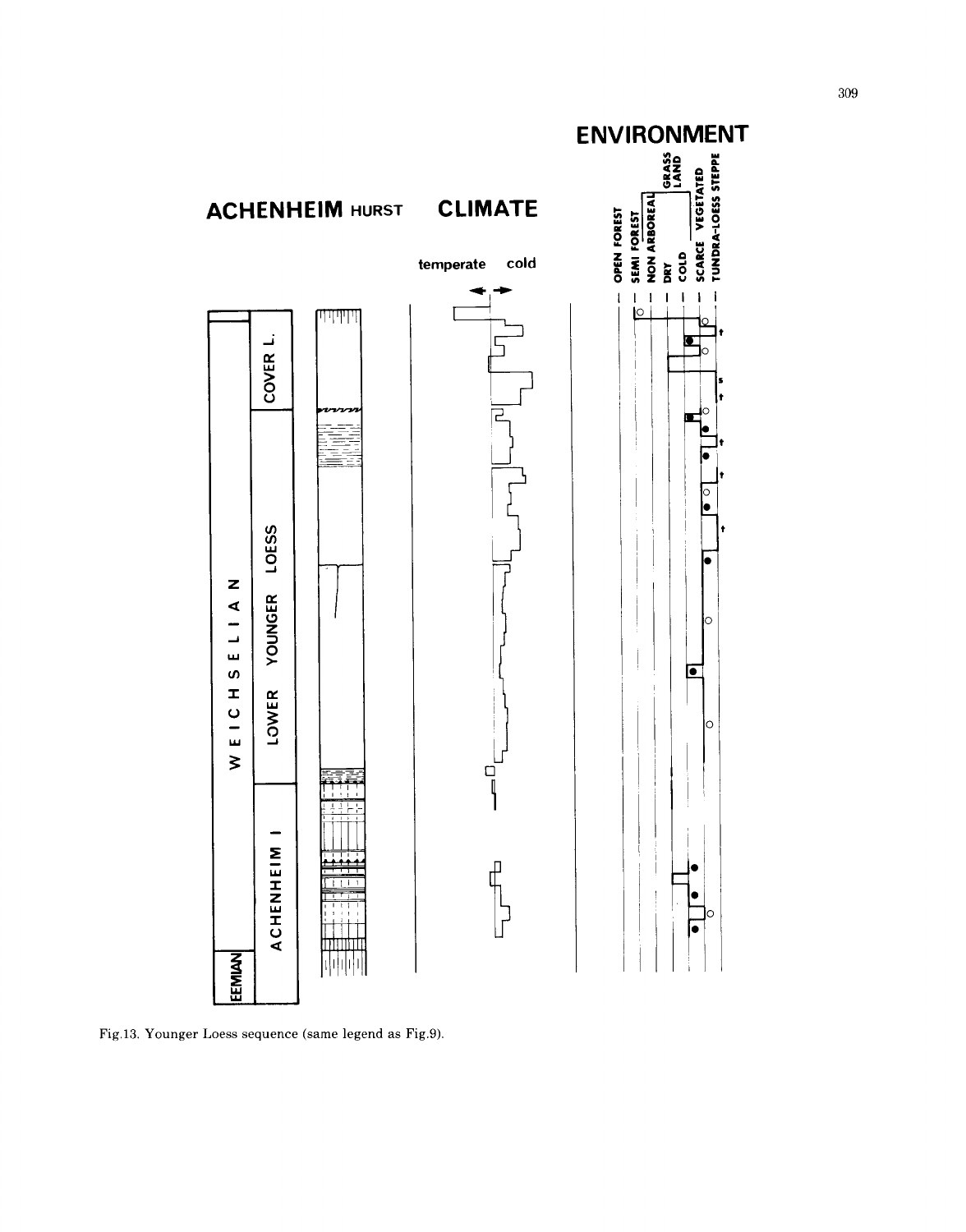ACHENHEIM HURST

CLIMATE

temperate cold

ENVIRONMENT

OPEN FOREST

SEMI FOREST

NON ARBOREAL

DRY

COLD

GRASS LAND

SCARCE VEGETATED

TUNDRA-LOESS STEPPE

EEMIAN

WEICHSELIAN

COVER L.

LOWER YOUNGER LOESS

ACHENHEIM I

Fig.13. Younger Loess sequence (same legend as Fig.9).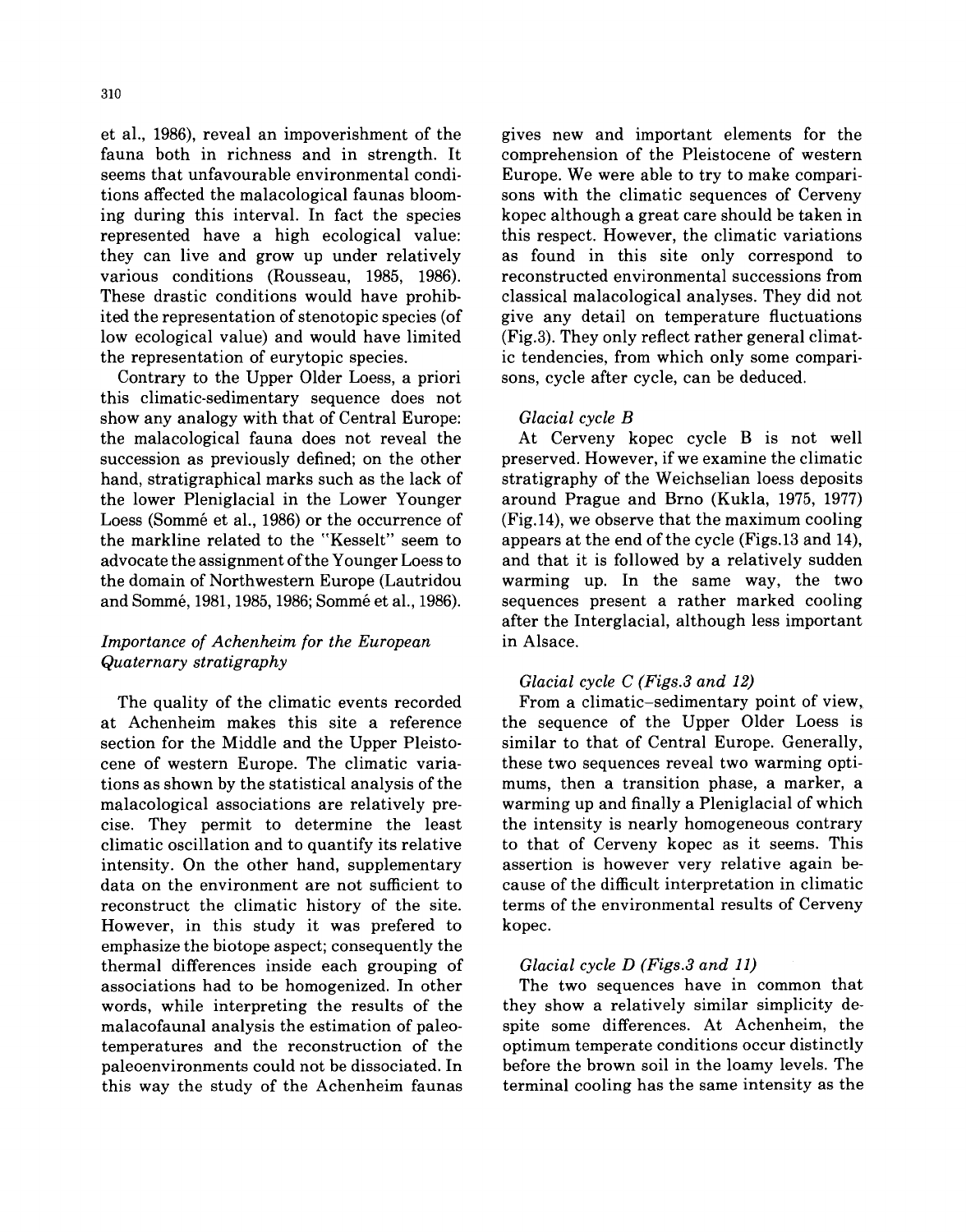et al., 1986), reveal an impoverishment of the fauna both in richness and in strength. It seems that unfavourable environmental conditions affected the malacological faunas blooming during this interval. In fact the species represented have a high ecological value: they can live and grow up under relatively various conditions (Rousseau, 1985, 1986). These drastic conditions would have prohibited the representation of stenotopic species (of low ecological value) and would have limited the representation of eurytopic species.

Contrary to the Upper Older Loess, a priori this climatic-sedimentary sequence does not show any analogy with that of Central Europe: the malacological fauna does not reveal the succession as previously defined; on the other hand, stratigraphical marks such as the lack of the lower Pleniglacial in the Lower Younger Loess (Sommé et al., 1986) or the occurrence of the markline related to the "Kesselt" seem to advocate the assignment of the Younger Loess to the domain of Northwestern Europe (Lautridou and Sommé, 1981, 1985, 1986; Sommé et al., 1986).

### *Importance of Achenheim for the European Quaternary stratigraphy*

The quality of the climatic events recorded at Achenheim makes this site a reference section for the Middle and the Upper Pleistocene of western Europe. The climatic variations as shown by the statistical analysis of the malacological associations are relatively precise. They permit to determine the least climatic oscillation and to quantify its relative intensity. On the other hand, supplementary data on the environment are not sufficient to reconstruct the climatic history of the site. However, in this study it was prefered to emphasize the biotope aspect; consequently the thermal differences inside each grouping of associations had to be homogenized. In other words, while interpreting the results of the malacofaunal analysis the estimation of paleotemperatures and the reconstruction of the paleoenvironments could not be dissociated. In this way the study of the Achenheim faunas gives new and important elements for the comprehension of the Pleistocene of western Europe. We were able to try to make comparisons with the climatic sequences of Cerveny kopec although a great care should be taken in this respect. However, the climatic variations as found in this site only correspond to reconstructed environmental successions from classical malacological analyses. They did not give any detail on temperature fluctuations (Fig.3). They only reflect rather general climatic tendencies, from which only some comparisons, cycle after cycle, can be deduced.

#### *Glacial cycle B*

At Cerveny kopec cycle B is not well preserved. However, if we examine the climatic stratigraphy of the Weichselian loess deposits around Prague and Brno (Kukla, 1975, 1977) (Fig.14), we observe that the maximum cooling appears at the end of the cycle (Figs.13 and 14), and that it is followed by a relatively sudden warming up. In the same way, the two sequences present a rather marked cooling after the Interglacial, although less important in Alsace.

#### *Glacial cycle C (Figs.3 and 12)*

From a climatic–sedimentary point of view, the sequence of the Upper Older Loess is similar to that of Central Europe. Generally, these two sequences reveal two warming optimums, then a transition phase, a marker, a warming up and finally a Pleniglacial of which the intensity is nearly homogeneous contrary to that of Cerveny kopec as it seems. This assertion is however very relative again because of the difficult interpretation in climatic terms of the environmental results of Cerveny kopec.

#### *Glacial cycle D (Figs.3 and 11)*

The two sequences have in common that they show a relatively similar simplicity despite some differences. At Achenheim, the optimum temperate conditions occur distinctly before the brown soil in the loamy levels. The terminal cooling has the same intensity as the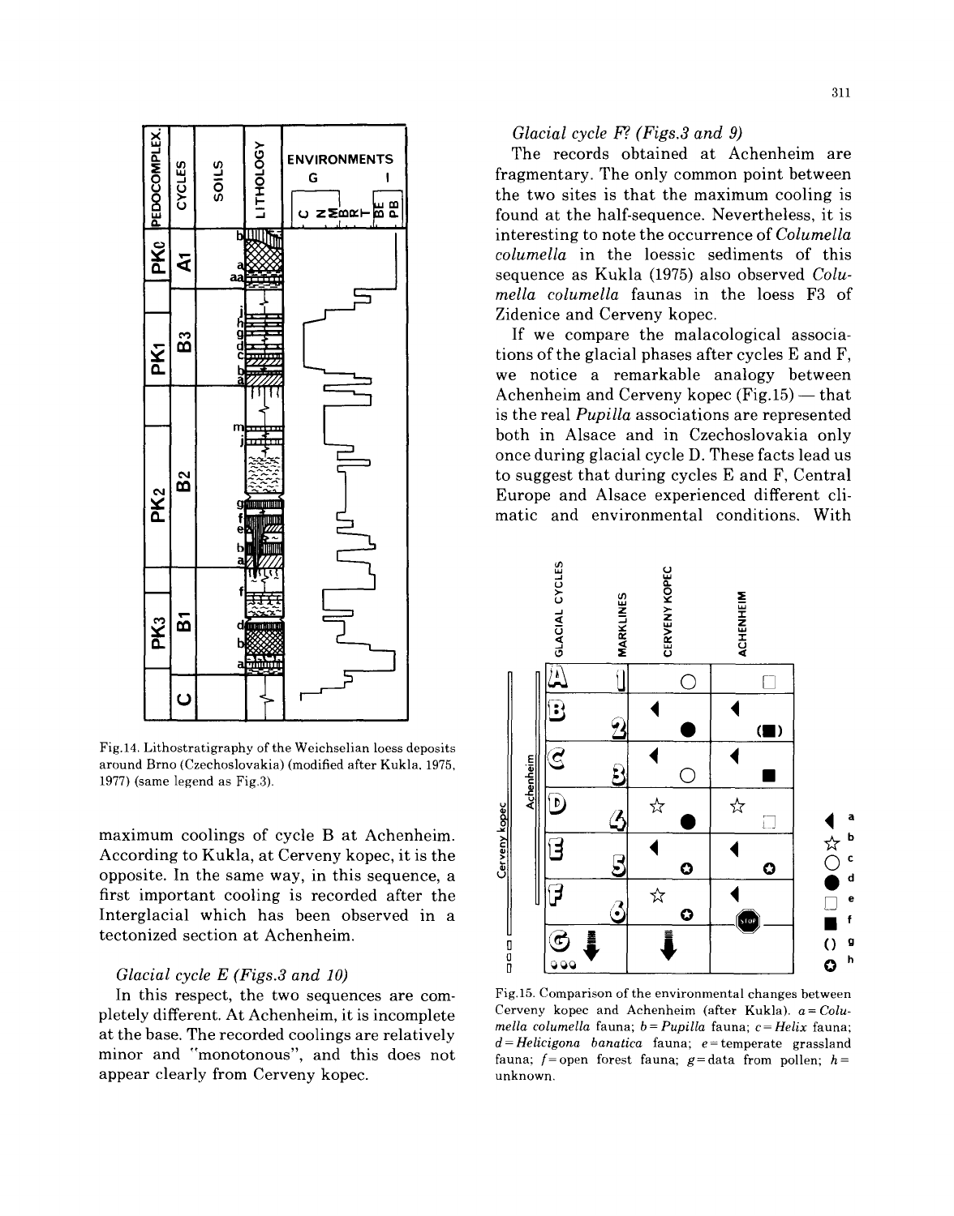PEDOCOMPLEX.

CYCLES

SOILS

LITHOLOGY

ENVIRONMENTS

G I

C N M BR T BE PB

PK0 A1

PK1 B3

PK2 B2

PK3 B1

C

Fig.14. Lithostratigraphy of the Weichselian loess deposits around Brno (Czechoslovakia) (modified after Kukla, 1975, 1977) (same legend as Fig.3).

maximum coolings of cycle B at Achenheim. According to Kukla, at Cerveny kopec, it is the opposite. In the same way, in this sequence, a first important cooling is recorded after the Interglacial which has been observed in a tectonized section at Achenheim.

### *Glacial cycle E (Figs.3 and 10)*

In this respect, the two sequences are completely different. At Achenheim, it is incomplete at the base. The recorded coolings are relatively minor and "monotonous", and this does not appear clearly from Cerveny kopec.

### *Glacial cycle F? (Figs.3 and 9)*

The records obtained at Achenheim are fragmentary. The only common point between the two sites is that the maximum cooling is found at the half-sequence. Nevertheless, it is interesting to note the occurrence of *Columella columella* in the loessic sediments of this sequence as Kukla (1975) also observed *Columella columella* faunas in the loess F3 of Zidenice and Cerveny kopec.

If we compare the malacological associations of the glacial phases after cycles E and F, we notice a remarkable analogy between Achenheim and Cerveny kopec (Fig.15) — that is the real *Pupilla* associations are represented both in Alsace and in Czechoslovakia only once during glacial cycle D. These facts lead us to suggest that during cycles E and F, Central Europe and Alsace experienced different climatic and environmental conditions. With

GLACIAL CYCLES

MARKLINES

CERVENY KOPEC

ACHENHEIM

A 1

B 2

C 3

D 4

E 5

F 6

G

Cerveny kopec

Achenheim

a b c d e f g h

Fig.15. Comparison of the environmental changes between Cerveny kopec and Achenheim (after Kukla). *a* = *Columella columella* fauna; *b* = *Pupilla* fauna; *c* = *Helix* fauna; *d* = *Helicigona banatica* fauna; *e* = temperate grassland fauna; *f* = open forest fauna; *g* = data from pollen; *h* = unknown.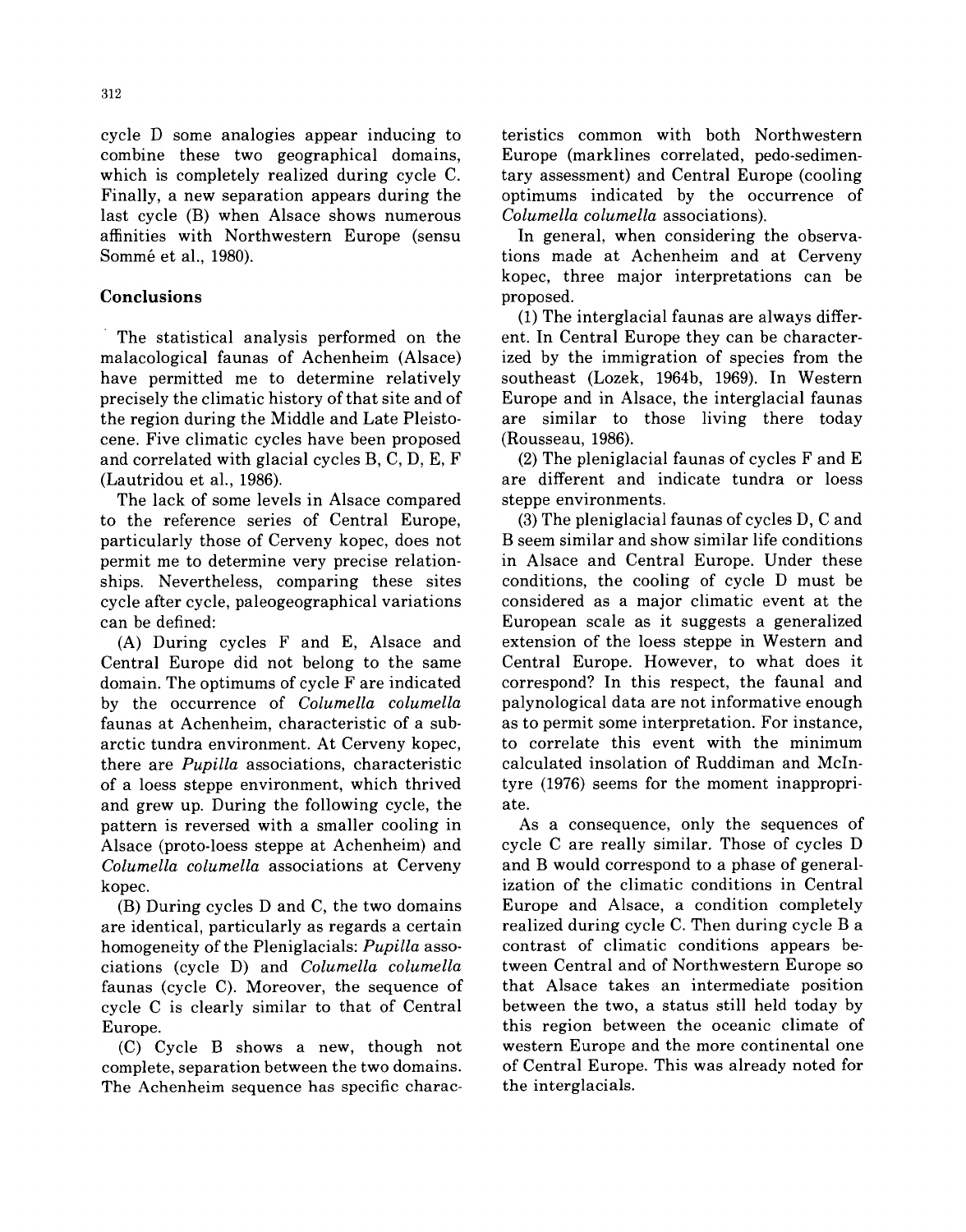cycle D some analogies appear inducing to combine these two geographical domains, which is completely realized during cycle C. Finally, a new separation appears during the last cycle (B) when Alsace shows numerous affinities with Northwestern Europe (sensu Sommé et al., 1980).

## Conclusions

The statistical analysis performed on the malacological faunas of Achenheim (Alsace) have permitted me to determine relatively precisely the climatic history of that site and of the region during the Middle and Late Pleistocene. Five climatic cycles have been proposed and correlated with glacial cycles B, C, D, E, F (Lautridou et al., 1986).

The lack of some levels in Alsace compared to the reference series of Central Europe, particularly those of Cerveny kopec, does not permit me to determine very precise relationships. Nevertheless, comparing these sites cycle after cycle, paleogeographical variations can be defined:

(A) During cycles F and E, Alsace and Central Europe did not belong to the same domain. The optimums of cycle F are indicated by the occurrence of *Columella columella* faunas at Achenheim, characteristic of a subarctic tundra environment. At Cerveny kopec, there are *Pupilla* associations, characteristic of a loess steppe environment, which thrived and grew up. During the following cycle, the pattern is reversed with a smaller cooling in Alsace (proto-loess steppe at Achenheim) and *Columella columella* associations at Cerveny kopec.

(B) During cycles D and C, the two domains are identical, particularly as regards a certain homogeneity of the Pleniglacials: *Pupilla* associations (cycle D) and *Columella columella* faunas (cycle C). Moreover, the sequence of cycle C is clearly similar to that of Central Europe.

(C) Cycle B shows a new, though not complete, separation between the two domains. The Achenheim sequence has specific characteristics common with both Northwestern Europe (marklines correlated, pedo-sedimentary assessment) and Central Europe (cooling optimums indicated by the occurrence of *Columella columella* associations).

In general, when considering the observations made at Achenheim and at Cerveny kopec, three major interpretations can be proposed.

(1) The interglacial faunas are always different. In Central Europe they can be characterized by the immigration of species from the southeast (Lozek, 1964b, 1969). In Western Europe and in Alsace, the interglacial faunas are similar to those living there today (Rousseau, 1986).

(2) The pleniglacial faunas of cycles F and E are different and indicate tundra or loess steppe environments.

(3) The pleniglacial faunas of cycles D, C and B seem similar and show similar life conditions in Alsace and Central Europe. Under these conditions, the cooling of cycle D must be considered as a major climatic event at the European scale as it suggests a generalized extension of the loess steppe in Western and Central Europe. However, to what does it correspond? In this respect, the faunal and palynological data are not informative enough as to permit some interpretation. For instance, to correlate this event with the minimum calculated insolation of Ruddiman and McIntyre (1976) seems for the moment inappropriate.

As a consequence, only the sequences of cycle C are really similar. Those of cycles D and B would correspond to a phase of generalization of the climatic conditions in Central Europe and Alsace, a condition completely realized during cycle C. Then during cycle B a contrast of climatic conditions appears between Central and of Northwestern Europe so that Alsace takes an intermediate position between the two, a status still held today by this region between the oceanic climate of western Europe and the more continental one of Central Europe. This was already noted for the interglacials.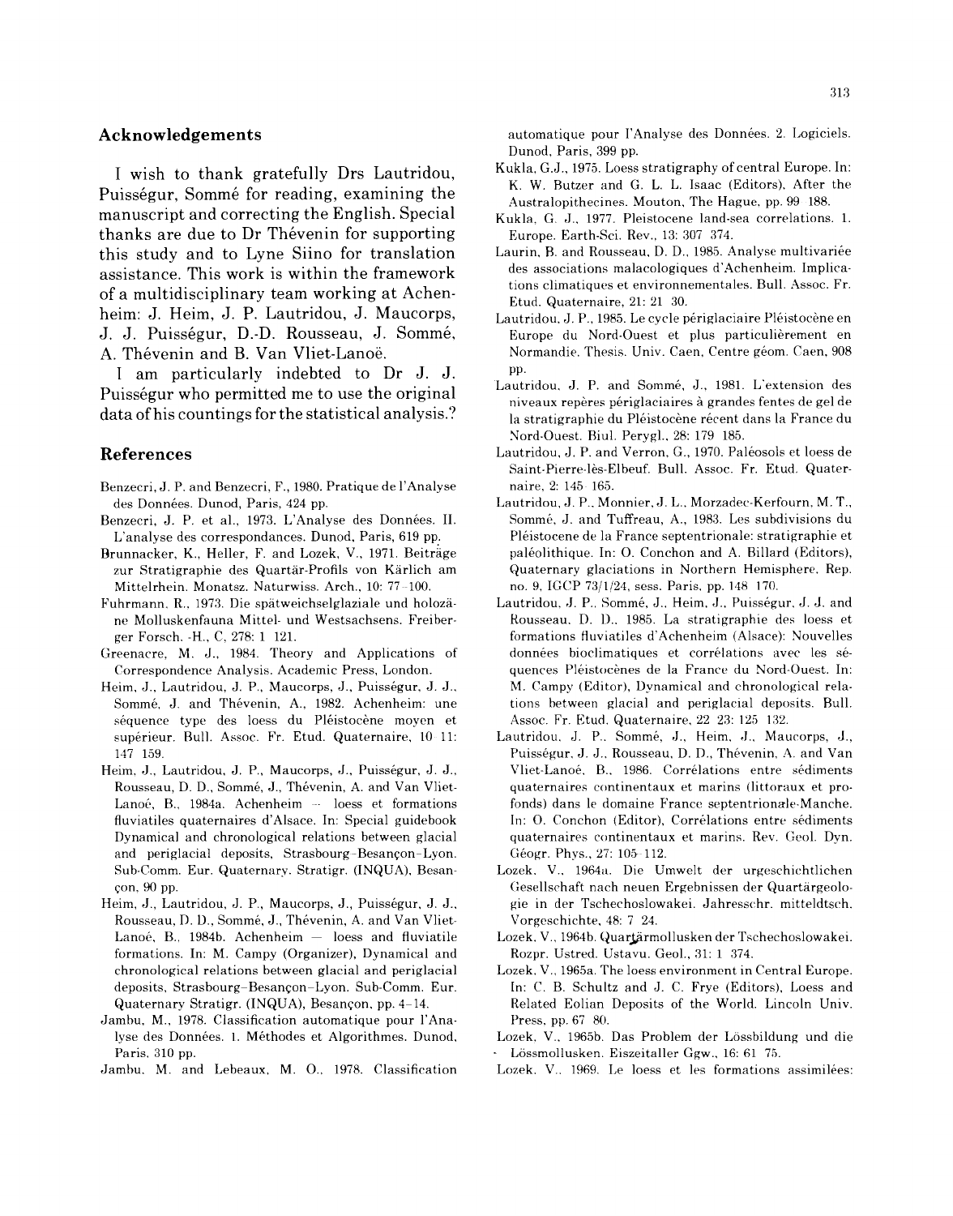## Acknowledgements

I wish to thank gratefully Drs Lautridou, Puisségur, Sommé for reading, examining the manuscript and correcting the English. Special thanks are due to Dr Thévenin for supporting this study and to Lyne Siino for translation assistance. This work is within the framework of a multidisciplinary team working at Achenheim: J. Heim, J. P. Lautridou, J. Maucorps, J. J. Puisségur, D.-D. Rousseau, J. Sommé, A. Thévenin and B. Van Vliet-Lanoë.

I am particularly indebted to Dr J. J. Puisségur who permitted me to use the original data of his countings for the statistical analysis.?

## References

Benzecri, J. P. and Benzecri, F., 1980. Pratique de l'Analyse des Données. Dunod, Paris, 424 pp.

Benzecri, J. P. et al., 1973. L'Analyse des Données. II. L'analyse des correspondances. Dunod, Paris, 619 pp.

Brunnacker, K., Heller, F. and Lozek, V., 1971. Beiträge zur Stratigraphie des Quartär-Profils von Kärlich am Mittelrhein. Monatsz. Naturwiss. Arch., 10: 77–100.

Fuhrmann, R., 1973. Die spätweichselglaziale und holozäne Molluskenfauna Mittel- und Westsachsens. Freiberger Forsch. -H., C, 278: 1–121.

Greenacre, M. J., 1984. Theory and Applications of Correspondence Analysis. Academic Press, London.

Heim, J., Lautridou, J. P., Maucorps, J., Puisségur, J. J., Sommé, J. and Thévenin, A., 1982. Achenheim: une séquence type des loess du Pléistocène moyen et supérieur. Bull. Assoc. Fr. Etud. Quaternaire, 10–11: 147–159.

Heim, J., Lautridou, J. P., Maucorps, J., Puisségur, J. J., Rousseau, D. D., Sommé, J., Thévenin, A. and Van Vliet-Lanoé, B., 1984a. Achenheim — loess et formations fluviatiles quaternaires d'Alsace. In: Special guidebook Dynamical and chronological relations between glacial and periglacial deposits, Strasbourg–Besançon–Lyon. Sub-Comm. Eur. Quaternary. Stratigr. (INQUA), Besançon, 90 pp.

Heim, J., Lautridou, J. P., Maucorps, J., Puisségur, J. J., Rousseau, D. D., Sommé, J., Thévenin, A. and Van Vliet-Lanoé, B., 1984b. Achenheim — loess and fluviatile formations. In: M. Campy (Organizer), Dynamical and chronological relations between glacial and periglacial deposits, Strasbourg–Besançon–Lyon. Sub-Comm. Eur. Quaternary Stratigr. (INQUA), Besançon, pp. 4–14.

Jambu, M., 1978. Classification automatique pour l'Analyse des Données. 1. Méthodes et Algorithmes. Dunod, Paris, 310 pp.

Jambu, M. and Lebeaux, M. O., 1978. Classification automatique pour l'Analyse des Données. 2. Logiciels. Dunod, Paris, 399 pp.

Kukla, G.J., 1975. Loess stratigraphy of central Europe. In: K. W. Butzer and G. L. L. Isaac (Editors), After the Australopithecines. Mouton, The Hague, pp. 99–188.

Kukla, G. J., 1977. Pleistocene land-sea correlations. 1. Europe. Earth-Sci. Rev., 13: 307–374.

Laurin, B. and Rousseau, D. D., 1985. Analyse multivariée des associations malacologiques d'Achenheim. Implications climatiques et environnementales. Bull. Assoc. Fr. Etud. Quaternaire, 21: 21–30.

Lautridou, J. P., 1985. Le cycle périglaciaire Pléistocène en Europe du Nord-Ouest et plus particulièrement en Normandie. Thesis. Univ. Caen, Centre géom. Caen, 908 pp.

Lautridou, J. P. and Sommé, J., 1981. L'extension des niveaux repères périglaciaires à grandes fentes de gel de la stratigraphie du Pléistocène récent dans la France du Nord-Ouest. Biul. Perygl., 28: 179–185.

Lautridou, J. P. and Verron, G., 1970. Paléosols et loess de Saint-Pierre-lès-Elbeuf. Bull. Assoc. Fr. Etud. Quaternaire, 2: 145–165.

Lautridou, J. P., Monnier, J. L., Morzadec-Kerfourn, M. T., Sommé, J. and Tuffreau, A., 1983. Les subdivisions du Pléistocene de la France septentrionale: stratigraphie et paléolithique. In: O. Conchon and A. Billard (Editors), Quaternary glaciations in Northern Hemisphere. Rep. no. 9, IGCP 73/1/24, sess. Paris, pp. 148–170.

Lautridou, J. P., Sommé, J., Heim, J., Puisségur, J. J. and Rousseau, D. D., 1985. La stratigraphie des loess et formations fluviatiles d'Achenheim (Alsace): Nouvelles données bioclimatiques et corrélations avec les séquences Pléistocènes de la France du Nord-Ouest. In: M. Campy (Editor), Dynamical and chronological relations between glacial and periglacial deposits. Bull. Assoc. Fr. Etud. Quaternaire, 22–23: 125–132.

Lautridou, J. P., Sommé, J., Heim, J., Maucorps, J., Puisségur, J. J., Rousseau, D. D., Thévenin, A. and Van Vliet-Lanoé, B., 1986. Corrélations entre sédiments quaternaires continentaux et marins (littoraux et profonds) dans le domaine France septentrionale-Manche. In: O. Conchon (Editor), Corrélations entre sédiments quaternaires continentaux et marins. Rev. Geol. Dyn. Géogr. Phys., 27: 105–112.

Lozek, V., 1964a. Die Umwelt der urgeschichtlichen Gesellschaft nach neuen Ergebnissen der Quartärgeologie in der Tschechoslowakei. Jahresschr. mitteldtsch. Vorgeschichte, 48: 7–24.

Lozek, V., 1964b. Quartärmollusken der Tschechoslowakei. Rozpr. Ustred. Ustavu. Geol., 31: 1–374.

Lozek, V., 1965a. The loess environment in Central Europe. In: C. B. Schultz and J. C. Frye (Editors), Loess and Related Eolian Deposits of the World. Lincoln Univ. Press, pp. 67–80.

Lozek, V., 1965b. Das Problem der Lössbildung und die Lössmollusken. Eiszeitaller Ggw., 16: 61–75.

Lozek, V., 1969. Le loess et les formations assimilées: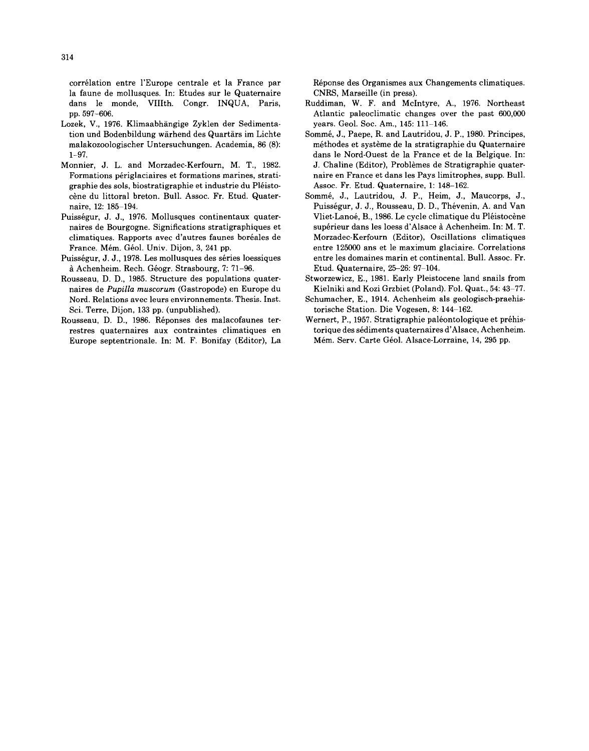corrélation entre l'Europe centrale et la France par la faune de mollusques. In: Etudes sur le Quaternaire dans le monde, VIIIth. Congr. INQUA, Paris, pp. 597–606.

Lozek, V., 1976. Klimaabhängige Zyklen der Sedimentation und Bodenbildung wärhend des Quartärs im Lichte malakozoologischer Untersuchungen. Academia, 86 (8): 1–97.

Monnier, J. L. and Morzadec-Kerfourn, M. T., 1982. Formations périglaciaires et formations marines, stratigraphie des sols, biostratigraphie et industrie du Pléistocène du littoral breton. Bull. Assoc. Fr. Etud. Quaternaire, 12: 185–194.

Puisségur, J. J., 1976. Mollusques continentaux quaternaires de Bourgogne. Significations stratigraphiques et climatiques. Rapports avec d'autres faunes boréales de France. Mém. Géol. Univ. Dijon, 3, 241 pp.

Puisségur, J. J., 1978. Les mollusques des séries loessiques à Achenheim. Rech. Géogr. Strasbourg, 7: 71–96.

Rousseau, D. D., 1985. Structure des populations quaternaires de *Pupilla muscorum* (Gastropode) en Europe du Nord. Relations avec leurs environnements. Thesis. Inst. Sci. Terre, Dijon, 133 pp. (unpublished).

Rousseau, D. D., 1986. Réponses des malacofaunes terrestres quaternaires aux contraintes climatiques en Europe septentrionale. In: M. F. Bonifay (Editor), La Réponse des Organismes aux Changements climatiques. CNRS, Marseille (in press).

Ruddiman, W. F. and McIntyre, A., 1976. Northeast Atlantic paleoclimatic changes over the past 600,000 years. Geol. Soc. Am., 145: 111–146.

Sommé, J., Paepe, R. and Lautridou, J. P., 1980. Principes, méthodes et système de la stratigraphie du Quaternaire dans le Nord-Ouest de la France et de la Belgique. In: J. Chaline (Editor), Problèmes de Stratigraphie quaternaire en France et dans les Pays limitrophes, supp. Bull. Assoc. Fr. Etud. Quaternaire, 1: 148–162.

Sommé, J., Lautridou, J. P., Heim, J., Maucorps, J., Puisségur, J. J., Rousseau, D. D., Thévenin, A. and Van Vliet-Lanoé, B., 1986. Le cycle climatique du Pléistocène supérieur dans les loess d'Alsace à Achenheim. In: M. T. Morzadec-Kerfourn (Editor), Oscillations climatiques entre 125000 ans et le maximum glaciaire. Correlations entre les domaines marin et continental. Bull. Assoc. Fr. Etud. Quaternaire, 25–26: 97–104.

Stworzewicz, E., 1981. Early Pleistocene land snails from Kielniki and Kozi Grzbiet (Poland). Fol. Quat., 54: 43–77.

Schumacher, E., 1914. Achenheim als geologisch-praehistorische Station. Die Vogesen, 8: 144–162.

Wernert, P., 1957. Stratigraphie paléontologique et préhistorique des sédiments quaternaires d'Alsace, Achenheim. Mém. Serv. Carte Géol. Alsace-Lorraine, 14, 295 pp.